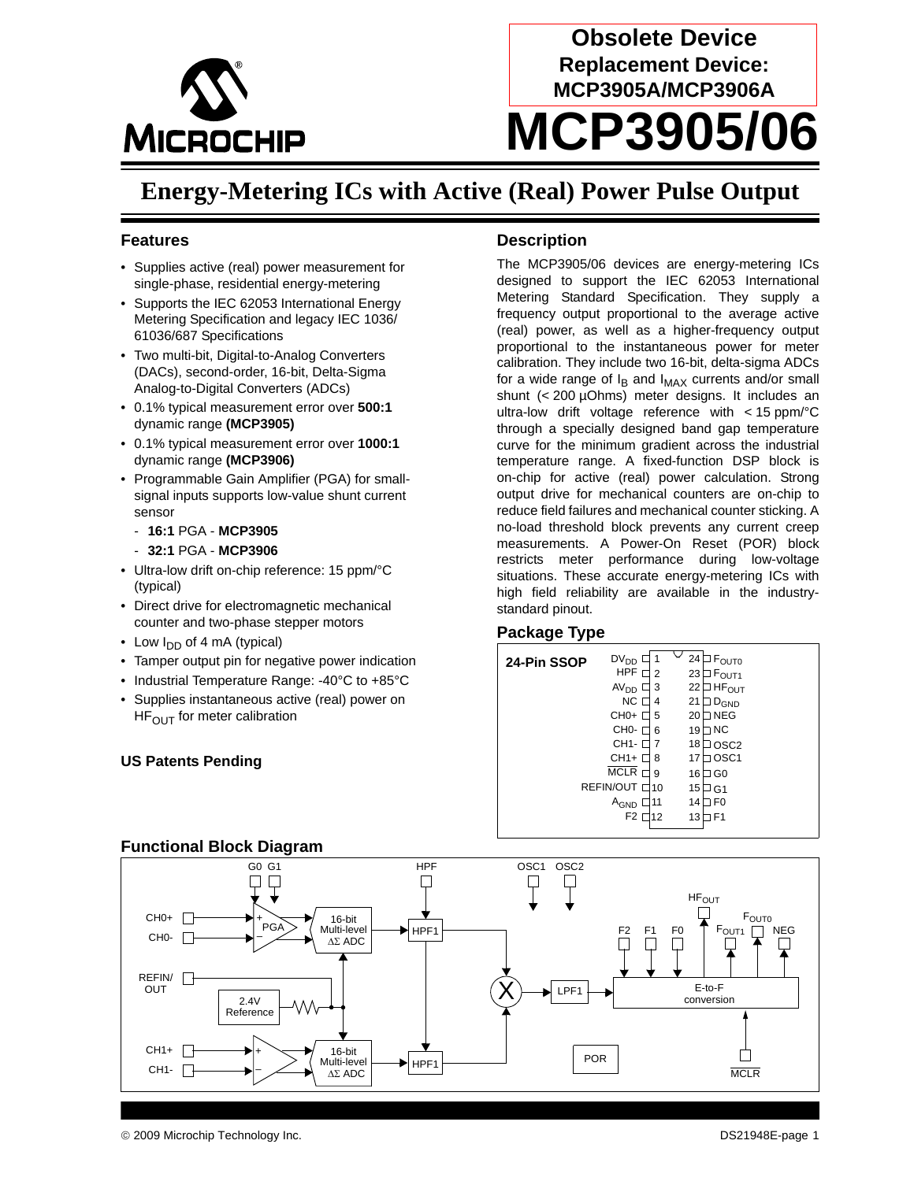**Obsolete Device**
**Replacement Device:**
**MCP3905A/MCP3906A**

# MCP3905/06

## Energy-Metering ICs with Active (Real) Power Pulse Output

### Features

- Supplies active (real) power measurement for single-phase, residential energy-metering
- Supports the IEC 62053 International Energy Metering Specification and legacy IEC 1036/ 61036/687 Specifications
- Two multi-bit, Digital-to-Analog Converters (DACs), second-order, 16-bit, Delta-Sigma Analog-to-Digital Converters (ADCs)
- 0.1% typical measurement error over **500:1** dynamic range **(MCP3905)**
- 0.1% typical measurement error over **1000:1** dynamic range **(MCP3906)**
- Programmable Gain Amplifier (PGA) for small-signal inputs supports low-value shunt current sensor
  - **16:1** PGA - **MCP3905**
  - **32:1** PGA - **MCP3906**
- Ultra-low drift on-chip reference: 15 ppm/°C (typical)
- Direct drive for electromagnetic mechanical counter and two-phase stepper motors
- Low $I_{DD}$ of 4 mA (typical)
- Tamper output pin for negative power indication
- Industrial Temperature Range: -40°C to +85°C
- Supplies instantaneous active (real) power on $HF_{OUT}$ for meter calibration

### US Patents Pending

### Description

The MCP3905/06 devices are energy-metering ICs designed to support the IEC 62053 International Metering Standard Specification. They supply a frequency output proportional to the average active (real) power, as well as a higher-frequency output proportional to the instantaneous power for meter calibration. They include two 16-bit, delta-sigma ADCs for a wide range of $I_B$ and $I_{MAX}$ currents and/or small shunt (< 200 µOhms) meter designs. It includes an ultra-low drift voltage reference with < 15 ppm/°C through a specially designed band gap temperature curve for the minimum gradient across the industrial temperature range. A fixed-function DSP block is on-chip for active (real) power calculation. Strong output drive for mechanical counters are on-chip to reduce field failures and mechanical counter sticking. A no-load threshold block prevents any current creep measurements. A Power-On Reset (POR) block restricts meter performance during low-voltage situations. These accurate energy-metering ICs with high field reliability are available in the industry-standard pinout.

### Package Type

**24-Pin SSOP**

| Pin | Name | Pin | Name |
|---|---|---|---|
| 1 | $DV_{DD}$ | 24 | $F_{OUT0}$ |
| 2 | HPF | 23 | $F_{OUT1}$ |
| 3 | $AV_{DD}$ | 22 | $HF_{OUT}$ |
| 4 | NC | 21 | $D_{GND}$ |
| 5 | CH0+ | 20 | NEG |
| 6 | CH0- | 19 | NC |
| 7 | CH1- | 18 | OSC2 |
| 8 | CH1+ | 17 | OSC1 |
| 9 | $\overline{MCLR}$ | 16 | G0 |
| 10 | REFIN/OUT | 15 | G1 |
| 11 | $A_{GND}$ | 14 | F0 |
| 12 | F2 | 13 | F1 |

### Functional Block Diagram

Inputs/labels: G0, G1, HPF, OSC1, OSC2, CH0+, CH0-, PGA, 16-bit Multi-level ΔΣ ADC, HPF1, REFIN/OUT, 2.4V Reference, CH1+, CH1-, 16-bit Multi-level ΔΣ ADC, HPF1, X, LPF1, F2, F1, F0, $HF_{OUT}$, $F_{OUT0}$, $F_{OUT1}$, NEG, E-to-F conversion, POR, $\overline{MCLR}$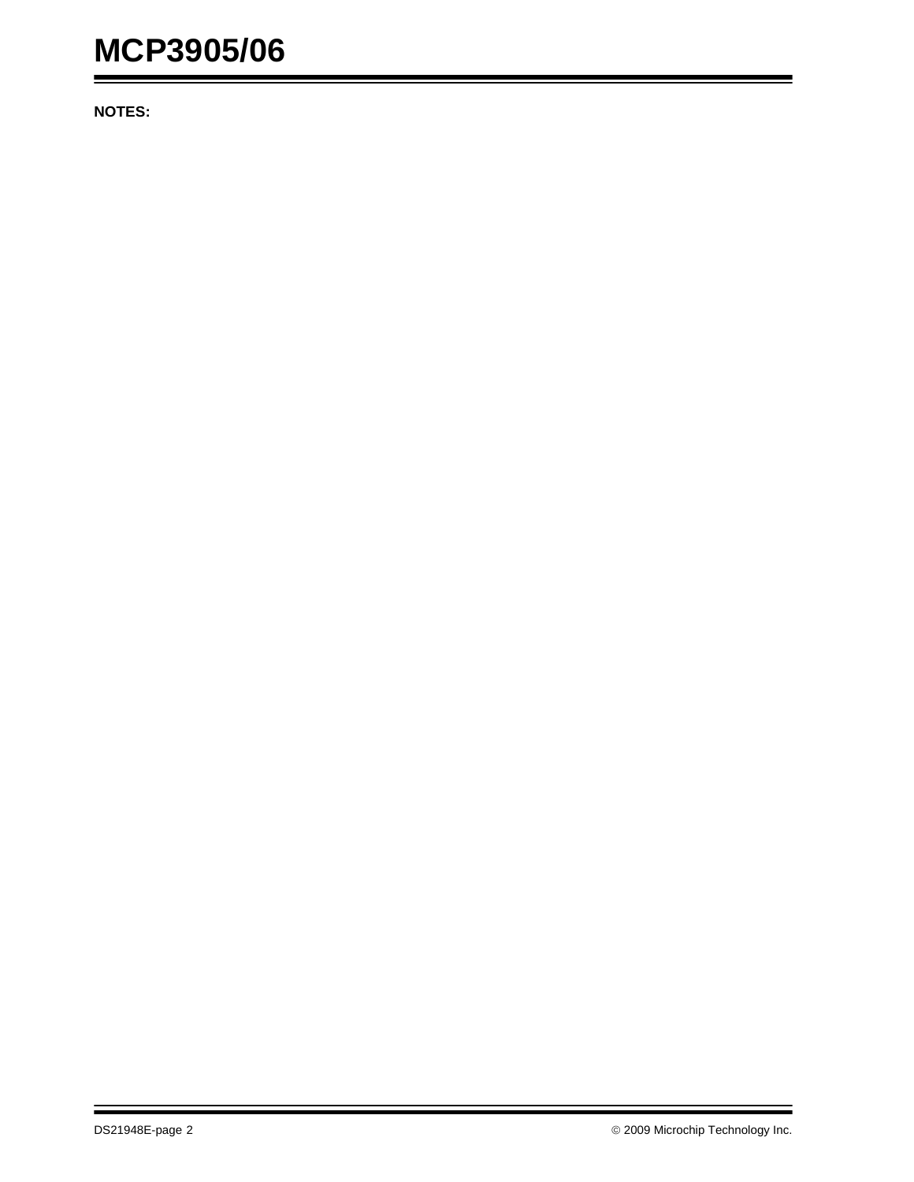**NOTES:**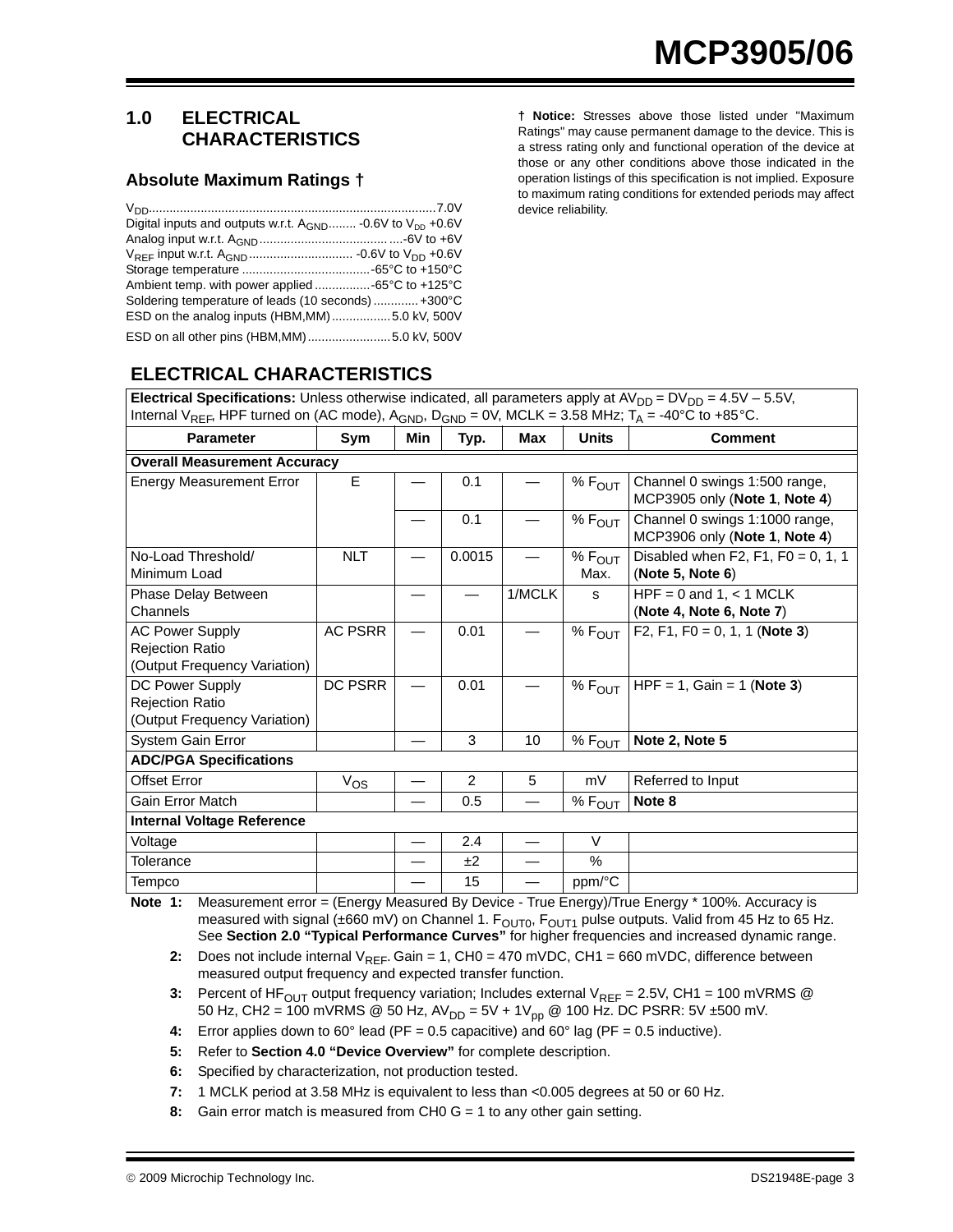# 1.0 ELECTRICAL CHARACTERISTICS

## Absolute Maximum Ratings †

$V_{DD}$ .......... 7.0V
Digital inputs and outputs w.r.t. $A_{GND}$ .......... -0.6V to $V_{DD}$ +0.6V
Analog input w.r.t. $A_{GND}$ .......... -6V to +6V
$V_{REF}$ input w.r.t. $A_{GND}$ .......... -0.6V to $V_{DD}$ +0.6V
Storage temperature .......... -65°C to +150°C
Ambient temp. with power applied .......... -65°C to +125°C
Soldering temperature of leads (10 seconds) .......... +300°C
ESD on the analog inputs (HBM,MM) .......... 5.0 kV, 500V
ESD on all other pins (HBM,MM) .......... 5.0 kV, 500V

**† Notice:** Stresses above those listed under "Maximum Ratings" may cause permanent damage to the device. This is a stress rating only and functional operation of the device at those or any other conditions above those indicated in the operation listings of this specification is not implied. Exposure to maximum rating conditions for extended periods may affect device reliability.

## ELECTRICAL CHARACTERISTICS

**Electrical Specifications:** Unless otherwise indicated, all parameters apply at $AV_{DD}$ = $DV_{DD}$ = 4.5V – 5.5V, Internal $V_{REF}$, HPF turned on (AC mode), $A_{GND}$, $D_{GND}$ = 0V, MCLK = 3.58 MHz; $T_A$ = -40°C to +85°C.

| Parameter | Sym | Min | Typ. | Max | Units | Comment |
|---|---|---|---|---|---|---|
| **Overall Measurement Accuracy** | | | | | | |
| Energy Measurement Error | E | — | 0.1 | — | % $F_{OUT}$ | Channel 0 swings 1:500 range, MCP3905 only (**Note 1**, **Note 4**) |
| | | — | 0.1 | — | % $F_{OUT}$ | Channel 0 swings 1:1000 range, MCP3906 only (**Note 1**, **Note 4**) |
| No-Load Threshold/ Minimum Load | NLT | — | 0.0015 | — | % $F_{OUT}$ Max. | Disabled when F2, F1, F0 = 0, 1, 1 (**Note 5, Note 6**) |
| Phase Delay Between Channels | | — | — | 1/MCLK | s | HPF = 0 and 1, < 1 MCLK (**Note 4, Note 6, Note 7**) |
| AC Power Supply Rejection Ratio (Output Frequency Variation) | AC PSRR | — | 0.01 | — | % $F_{OUT}$ | F2, F1, F0 = 0, 1, 1 (**Note 3**) |
| DC Power Supply Rejection Ratio (Output Frequency Variation) | DC PSRR | — | 0.01 | — | % $F_{OUT}$ | HPF = 1, Gain = 1 (**Note 3**) |
| System Gain Error | | — | 3 | 10 | % $F_{OUT}$ | **Note 2, Note 5** |
| **ADC/PGA Specifications** | | | | | | |
| Offset Error | $V_{OS}$ | — | 2 | 5 | mV | Referred to Input |
| Gain Error Match | | — | 0.5 | — | % $F_{OUT}$ | **Note 8** |
| **Internal Voltage Reference** | | | | | | |
| Voltage | | — | 2.4 | — | V | |
| Tolerance | | — | ±2 | — | % | |
| Tempco | | — | 15 | — | ppm/°C | |

**Note 1:** Measurement error = (Energy Measured By Device - True Energy)/True Energy * 100%. Accuracy is measured with signal (±660 mV) on Channel 1. $F_{OUT0}$, $F_{OUT1}$ pulse outputs. Valid from 45 Hz to 65 Hz. See **Section 2.0 "Typical Performance Curves"** for higher frequencies and increased dynamic range.

**2:** Does not include internal $V_{REF}$. Gain = 1, CH0 = 470 mVDC, CH1 = 660 mVDC, difference between measured output frequency and expected transfer function.

**3:** Percent of $HF_{OUT}$ output frequency variation; Includes external $V_{REF}$ = 2.5V, CH1 = 100 mVRMS @ 50 Hz, CH2 = 100 mVRMS @ 50 Hz, $AV_{DD}$ = 5V + 1$V_{pp}$ @ 100 Hz. DC PSRR: 5V ±500 mV.

**4:** Error applies down to 60° lead (PF = 0.5 capacitive) and 60° lag (PF = 0.5 inductive).

**5:** Refer to **Section 4.0 "Device Overview"** for complete description.

**6:** Specified by characterization, not production tested.

**7:** 1 MCLK period at 3.58 MHz is equivalent to less than <0.005 degrees at 50 or 60 Hz.

**8:** Gain error match is measured from CH0 G = 1 to any other gain setting.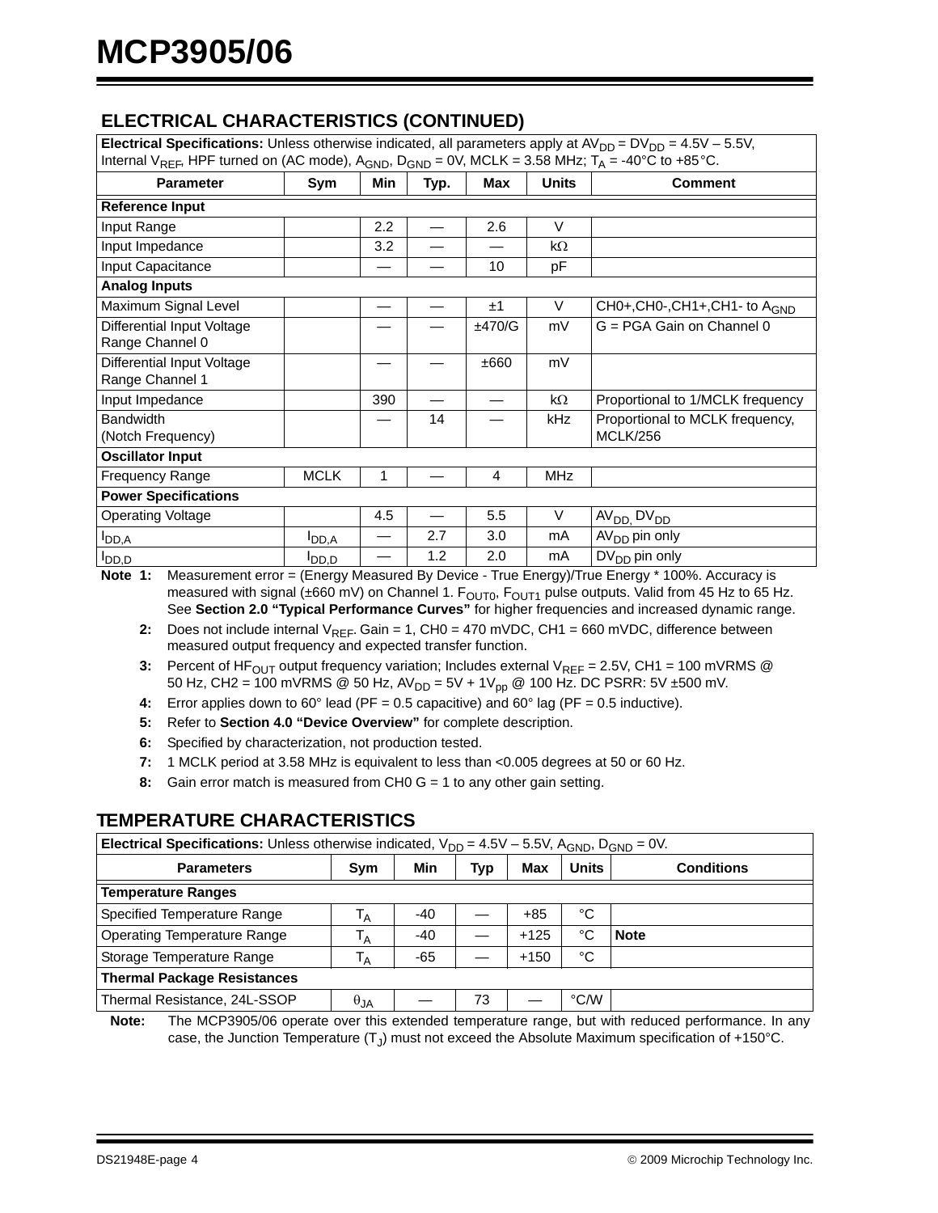## ELECTRICAL CHARACTERISTICS (CONTINUED)

| **Electrical Specifications:** Unless otherwise indicated, all parameters apply at $AV_{DD}$ = $DV_{DD}$ = 4.5V – 5.5V, Internal $V_{REF}$, HPF turned on (AC mode), $A_{GND}$, $D_{GND}$ = 0V, MCLK = 3.58 MHz; $T_A$ = -40°C to +85°C. | | | | | | |
|---|---|---|---|---|---|---|
| **Parameter** | **Sym** | **Min** | **Typ.** | **Max** | **Units** | **Comment** |
| **Reference Input** | | | | | | |
| Input Range | | 2.2 | — | 2.6 | V | |
| Input Impedance | | 3.2 | — | — | kΩ | |
| Input Capacitance | | — | — | 10 | pF | |
| **Analog Inputs** | | | | | | |
| Maximum Signal Level | | — | — | ±1 | V | CH0+,CH0-,CH1+,CH1- to $A_{GND}$ |
| Differential Input Voltage Range Channel 0 | | — | — | ±470/G | mV | G = PGA Gain on Channel 0 |
| Differential Input Voltage Range Channel 1 | | — | — | ±660 | mV | |
| Input Impedance | | 390 | — | — | kΩ | Proportional to 1/MCLK frequency |
| Bandwidth (Notch Frequency) | | — | 14 | — | kHz | Proportional to MCLK frequency, MCLK/256 |
| **Oscillator Input** | | | | | | |
| Frequency Range | MCLK | 1 | — | 4 | MHz | |
| **Power Specifications** | | | | | | |
| Operating Voltage | | 4.5 | — | 5.5 | V | $AV_{DD}$, $DV_{DD}$ |
| $I_{DD,A}$ | $I_{DD,A}$ | — | 2.7 | 3.0 | mA | $AV_{DD}$ pin only |
| $I_{DD,D}$ | $I_{DD,D}$ | — | 1.2 | 2.0 | mA | $DV_{DD}$ pin only |

**Note 1:** Measurement error = (Energy Measured By Device - True Energy)/True Energy * 100%. Accuracy is measured with signal (±660 mV) on Channel 1. $F_{OUT0}$, $F_{OUT1}$ pulse outputs. Valid from 45 Hz to 65 Hz. See **Section 2.0 "Typical Performance Curves"** for higher frequencies and increased dynamic range.

**2:** Does not include internal $V_{REF}$. Gain = 1, CH0 = 470 mVDC, CH1 = 660 mVDC, difference between measured output frequency and expected transfer function.

**3:** Percent of $HF_{OUT}$ output frequency variation; Includes external $V_{REF}$ = 2.5V, CH1 = 100 mVRMS @ 50 Hz, CH2 = 100 mVRMS @ 50 Hz, $AV_{DD}$ = 5V + 1$V_{pp}$ @ 100 Hz. DC PSRR: 5V ±500 mV.

**4:** Error applies down to 60° lead (PF = 0.5 capacitive) and 60° lag (PF = 0.5 inductive).

**5:** Refer to **Section 4.0 "Device Overview"** for complete description.

**6:** Specified by characterization, not production tested.

**7:** 1 MCLK period at 3.58 MHz is equivalent to less than <0.005 degrees at 50 or 60 Hz.

**8:** Gain error match is measured from CH0 G = 1 to any other gain setting.

## TEMPERATURE CHARACTERISTICS

| **Electrical Specifications:** Unless otherwise indicated, $V_{DD}$ = 4.5V – 5.5V, $A_{GND}$, $D_{GND}$ = 0V. | | | | | | |
|---|---|---|---|---|---|---|
| **Parameters** | **Sym** | **Min** | **Typ** | **Max** | **Units** | **Conditions** |
| **Temperature Ranges** | | | | | | |
| Specified Temperature Range | $T_A$ | -40 | — | +85 | °C | |
| Operating Temperature Range | $T_A$ | -40 | — | +125 | °C | **Note** |
| Storage Temperature Range | $T_A$ | -65 | — | +150 | °C | |
| **Thermal Package Resistances** | | | | | | |
| Thermal Resistance, 24L-SSOP | $\theta_{JA}$ | — | 73 | — | °C/W | |

**Note:** The MCP3905/06 operate over this extended temperature range, but with reduced performance. In any case, the Junction Temperature ($T_J$) must not exceed the Absolute Maximum specification of +150°C.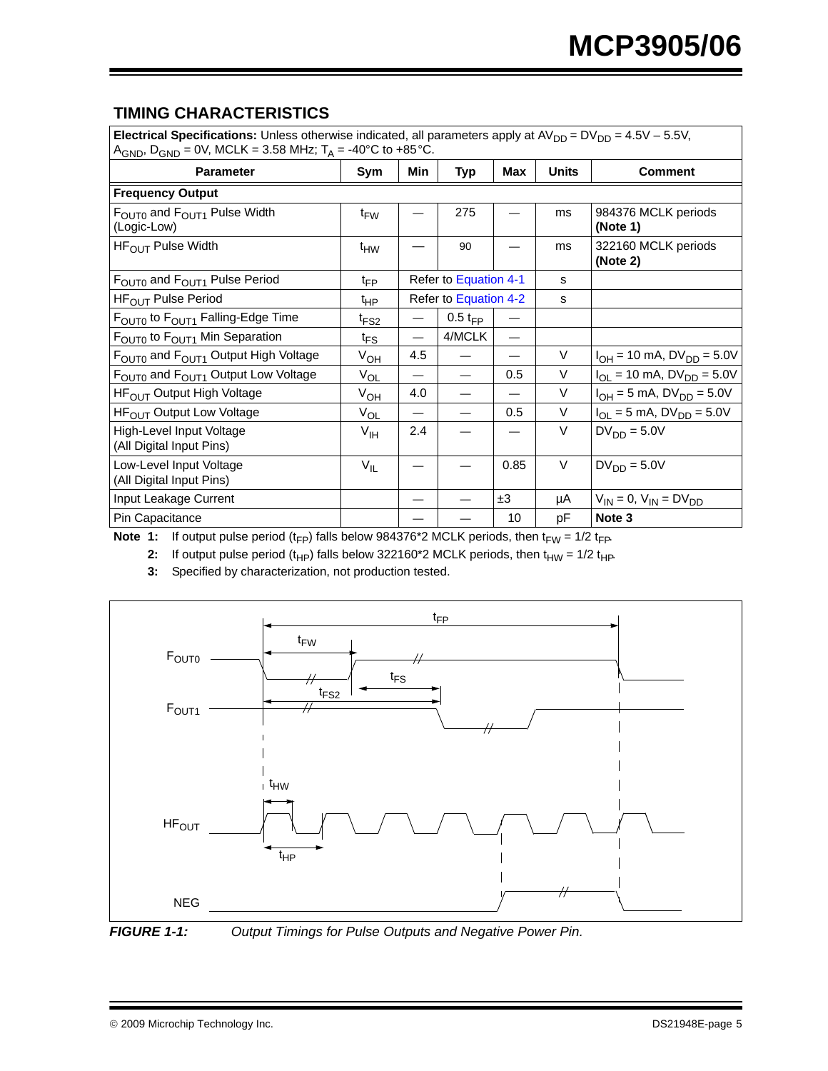## TIMING CHARACTERISTICS

| Electrical Specifications: Unless otherwise indicated, all parameters apply at $AV_{DD} = DV_{DD} = 4.5V – 5.5V$, $A_{GND}$, $D_{GND} = 0V$, MCLK = 3.58 MHz; $T_A$ = -40°C to +85°C. | | | | | | |
|---|---|---|---|---|---|---|
| **Parameter** | **Sym** | **Min** | **Typ** | **Max** | **Units** | **Comment** |
| **Frequency Output** | | | | | | |
| $F_{OUT0}$ and $F_{OUT1}$ Pulse Width (Logic-Low) | $t_{FW}$ | — | 275 | — | ms | 984376 MCLK periods **(Note 1)** |
| $HF_{OUT}$ Pulse Width | $t_{HW}$ | — | 90 | — | ms | 322160 MCLK periods **(Note 2)** |
| $F_{OUT0}$ and $F_{OUT1}$ Pulse Period | $t_{FP}$ | Refer to Equation 4-1 | | | s | |
| $HF_{OUT}$ Pulse Period | $t_{HP}$ | Refer to Equation 4-2 | | | s | |
| $F_{OUT0}$ to $F_{OUT1}$ Falling-Edge Time | $t_{FS2}$ | — | 0.5 $t_{FP}$ | — | | |
| $F_{OUT0}$ to $F_{OUT1}$ Min Separation | $t_{FS}$ | — | 4/MCLK | — | | |
| $F_{OUT0}$ and $F_{OUT1}$ Output High Voltage | $V_{OH}$ | 4.5 | — | — | V | $I_{OH}$ = 10 mA, $DV_{DD}$ = 5.0V |
| $F_{OUT0}$ and $F_{OUT1}$ Output Low Voltage | $V_{OL}$ | — | — | 0.5 | V | $I_{OL}$ = 10 mA, $DV_{DD}$ = 5.0V |
| $HF_{OUT}$ Output High Voltage | $V_{OH}$ | 4.0 | — | — | V | $I_{OH}$ = 5 mA, $DV_{DD}$ = 5.0V |
| $HF_{OUT}$ Output Low Voltage | $V_{OL}$ | — | — | 0.5 | V | $I_{OL}$ = 5 mA, $DV_{DD}$ = 5.0V |
| High-Level Input Voltage (All Digital Input Pins) | $V_{IH}$ | 2.4 | — | — | V | $DV_{DD}$ = 5.0V |
| Low-Level Input Voltage (All Digital Input Pins) | $V_{IL}$ | — | — | 0.85 | V | $DV_{DD}$ = 5.0V |
| Input Leakage Current | | — | — | ±3 | µA | $V_{IN}$ = 0, $V_{IN}$ = $DV_{DD}$ |
| Pin Capacitance | | — | — | 10 | pF | **Note 3** |

**Note 1:** If output pulse period ($t_{FP}$) falls below 984376*2 MCLK periods, then $t_{FW}$ = 1/2 $t_{FP}$.

**2:** If output pulse period ($t_{HP}$) falls below 322160*2 MCLK periods, then $t_{HW}$ = 1/2 $t_{HP}$.

**3:** Specified by characterization, not production tested.

*FIGURE 1-1: Output Timings for Pulse Outputs and Negative Power Pin.*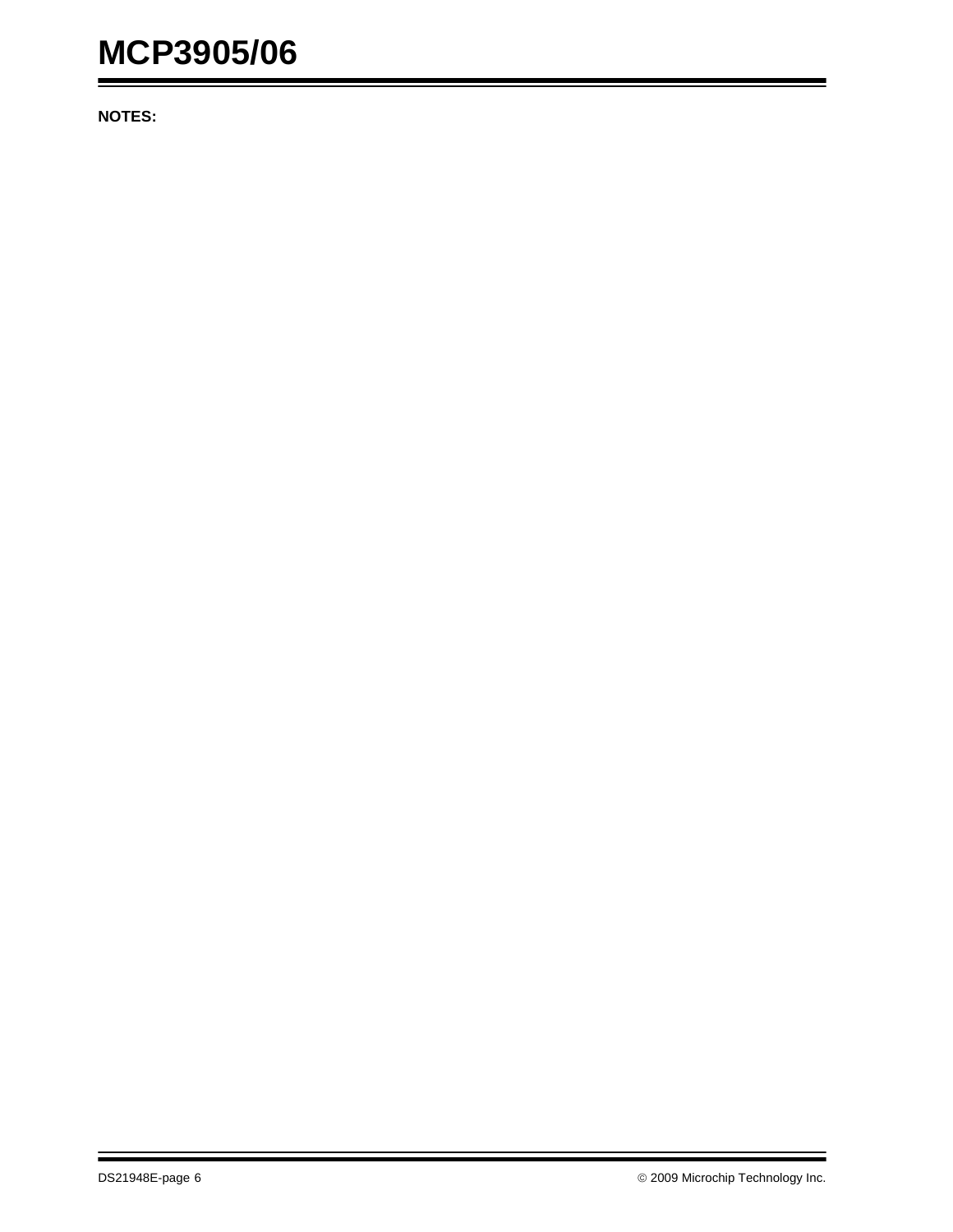**NOTES:**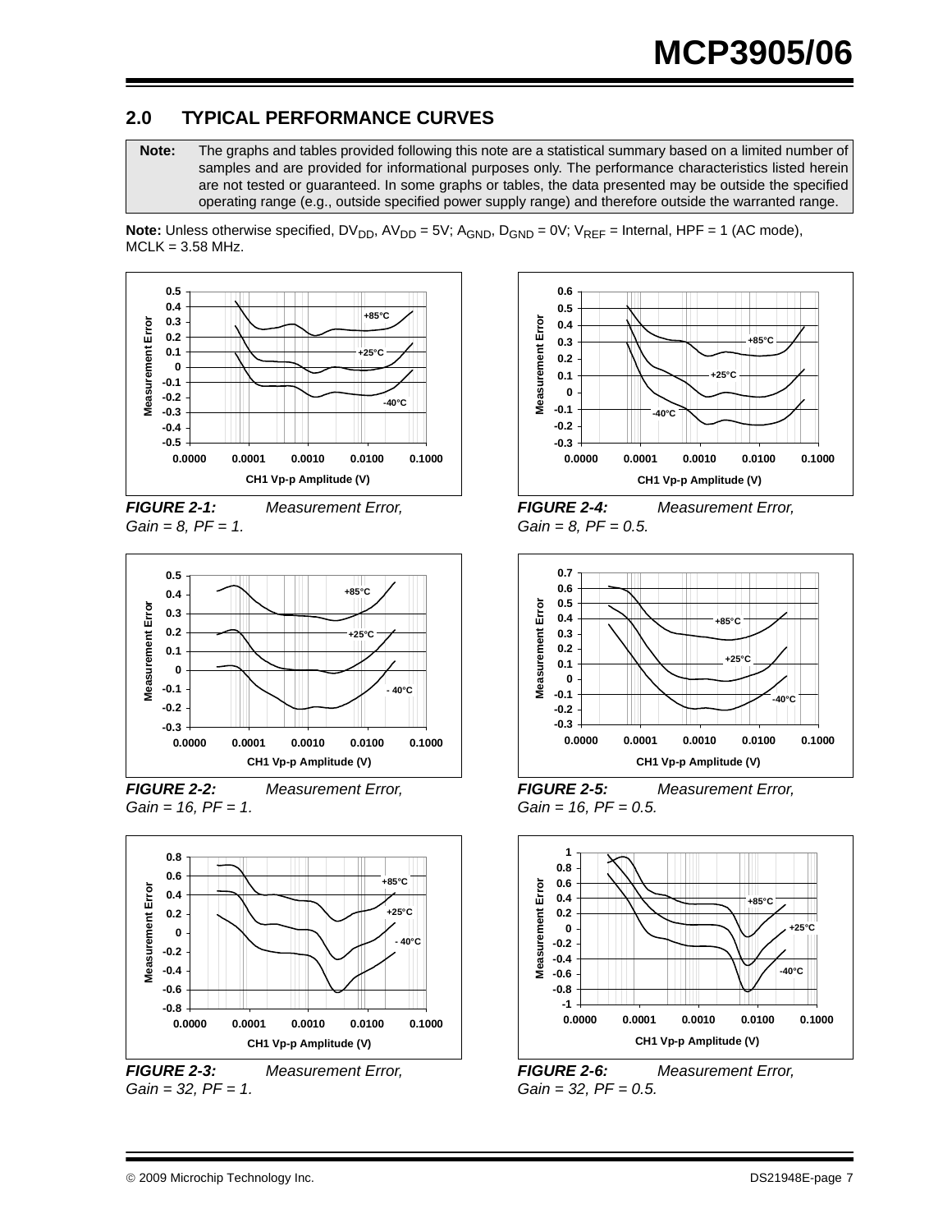## 2.0 TYPICAL PERFORMANCE CURVES

**Note:** The graphs and tables provided following this note are a statistical summary based on a limited number of samples and are provided for informational purposes only. The performance characteristics listed herein are not tested or guaranteed. In some graphs or tables, the data presented may be outside the specified operating range (e.g., outside specified power supply range) and therefore outside the warranted range.

**Note:** Unless otherwise specified, $DV_{DD}$, $AV_{DD}$ = 5V; $A_{GND}$, $D_{GND}$ = 0V; $V_{REF}$ = Internal, HPF = 1 (AC mode), MCLK = 3.58 MHz.

***FIGURE 2-1:*** *Measurement Error, Gain = 8, PF = 1.*

***FIGURE 2-2:*** *Measurement Error, Gain = 16, PF = 1.*

***FIGURE 2-3:*** *Measurement Error, Gain = 32, PF = 1.*

***FIGURE 2-4:*** *Measurement Error, Gain = 8, PF = 0.5.*

***FIGURE 2-5:*** *Measurement Error, Gain = 16, PF = 0.5.*

***FIGURE 2-6:*** *Measurement Error, Gain = 32, PF = 0.5.*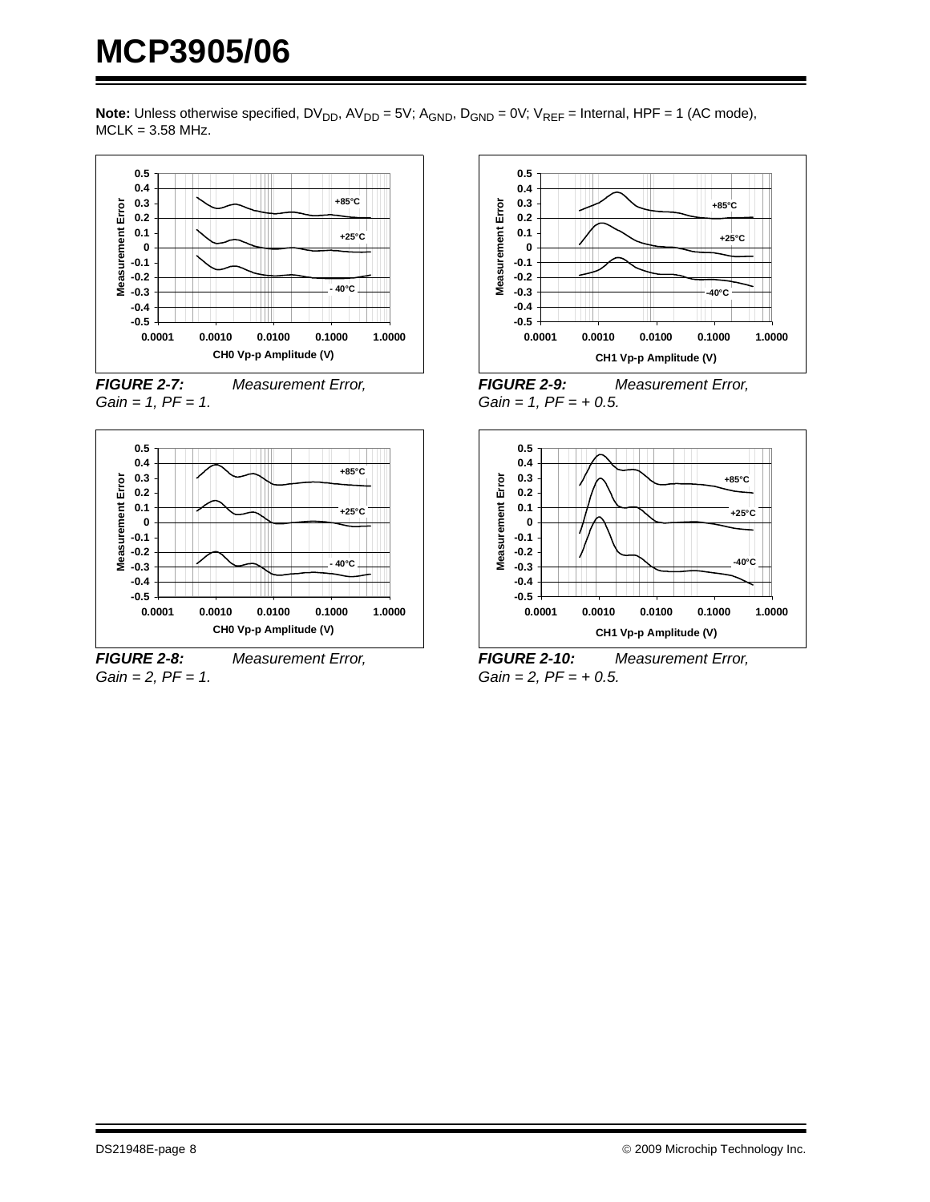**Note:** Unless otherwise specified, $DV_{DD}$, $AV_{DD}$ = 5V; $A_{GND}$, $D_{GND}$ = 0V; $V_{REF}$ = Internal, HPF = 1 (AC mode), MCLK = 3.58 MHz.

***FIGURE 2-7:*** *Measurement Error, Gain = 1, PF = 1.*

***FIGURE 2-8:*** *Measurement Error, Gain = 2, PF = 1.*

***FIGURE 2-9:*** *Measurement Error, Gain = 1, PF = + 0.5.*

***FIGURE 2-10:*** *Measurement Error, Gain = 2, PF = + 0.5.*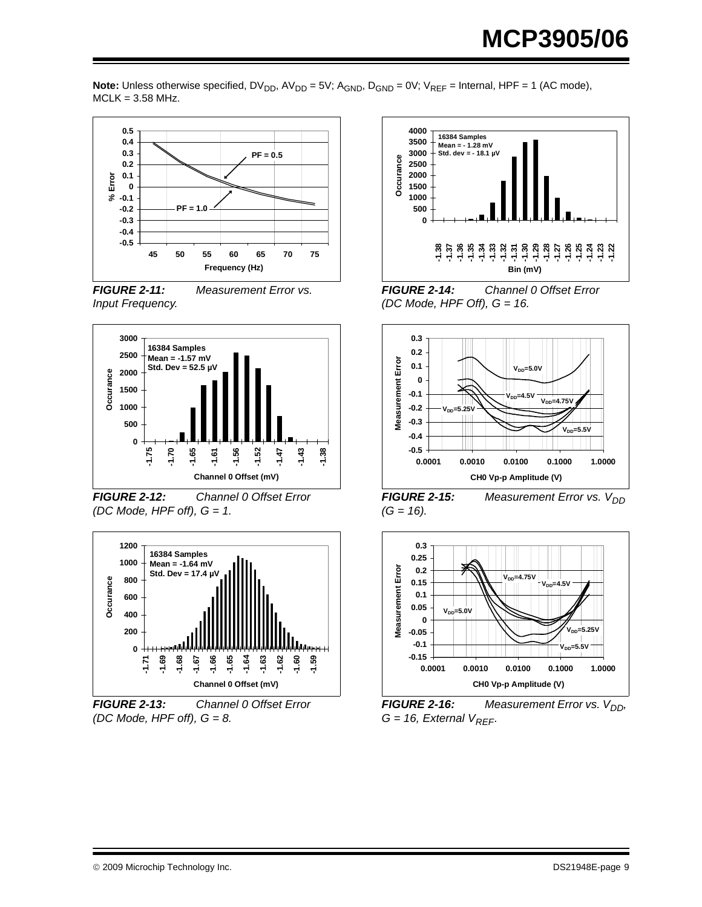**Note:** Unless otherwise specified, $DV_{DD}$, $AV_{DD}$ = 5V; $A_{GND}$, $D_{GND}$ = 0V; $V_{REF}$ = Internal, HPF = 1 (AC mode), MCLK = 3.58 MHz.

***FIGURE 2-11:*** *Measurement Error vs. Input Frequency.*

***FIGURE 2-12:*** *Channel 0 Offset Error (DC Mode, HPF off), G = 1.*

***FIGURE 2-13:*** *Channel 0 Offset Error (DC Mode, HPF off), G = 8.*

***FIGURE 2-14:*** *Channel 0 Offset Error (DC Mode, HPF Off), G = 16.*

***FIGURE 2-15:*** *Measurement Error vs. $V_{DD}$ (G = 16).*

***FIGURE 2-16:*** *Measurement Error vs. $V_{DD}$, G = 16, External $V_{REF}$.*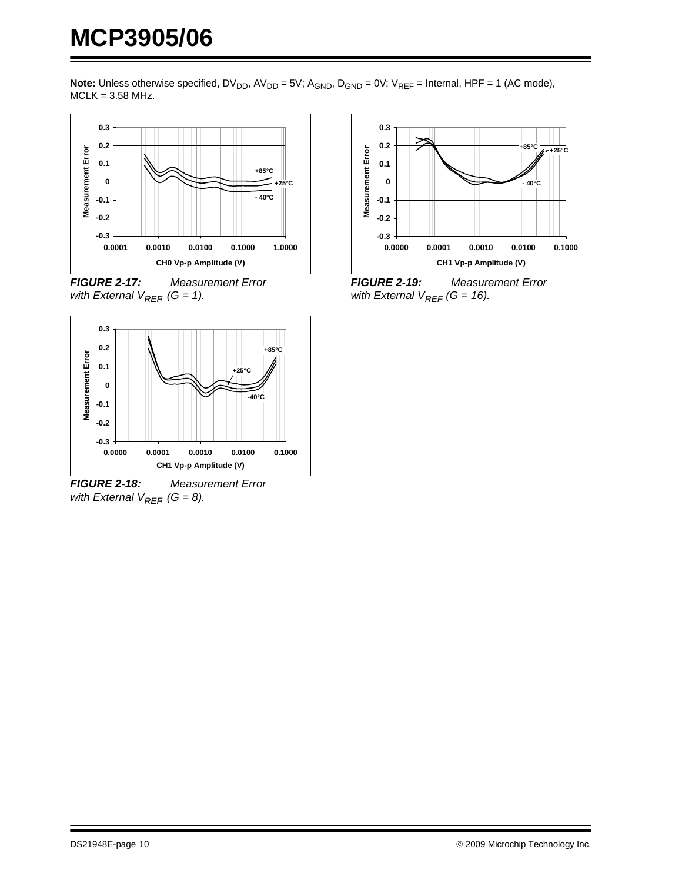**Note:** Unless otherwise specified, $DV_{DD}$, $AV_{DD}$ = 5V; $A_{GND}$, $D_{GND}$ = 0V; $V_{REF}$ = Internal, HPF = 1 (AC mode), MCLK = 3.58 MHz.

***FIGURE 2-17:*** *Measurement Error with External $V_{REF}$, (G = 1).*

***FIGURE 2-18:*** *Measurement Error with External $V_{REF}$, (G = 8).*

***FIGURE 2-19:*** *Measurement Error with External $V_{REF}$ (G = 16).*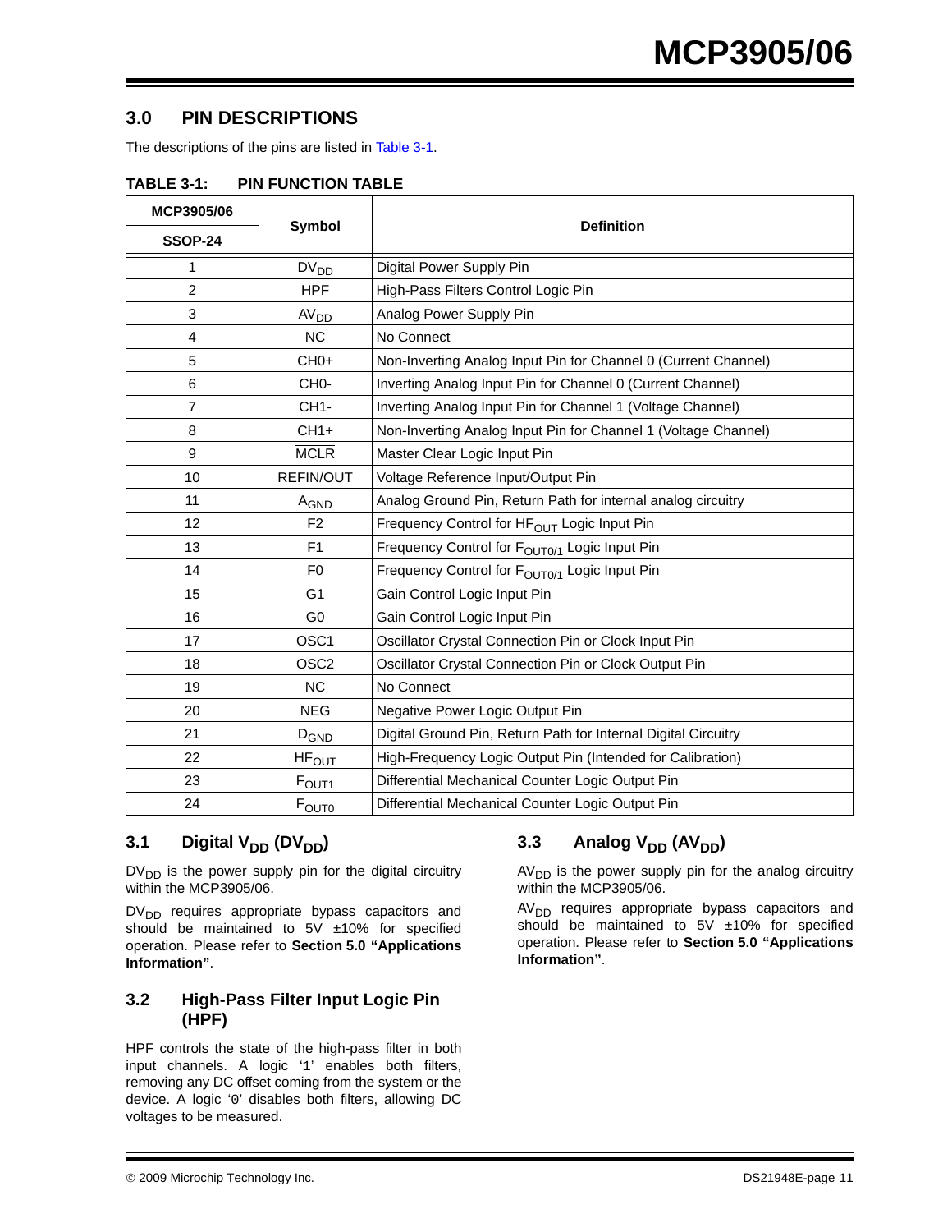## 3.0 PIN DESCRIPTIONS

The descriptions of the pins are listed in Table 3-1.

**TABLE 3-1: PIN FUNCTION TABLE**

| MCP3905/06 SSOP-24 | Symbol | Definition |
|---|---|---|
| 1 | $DV_{DD}$ | Digital Power Supply Pin |
| 2 | HPF | High-Pass Filters Control Logic Pin |
| 3 | $AV_{DD}$ | Analog Power Supply Pin |
| 4 | NC | No Connect |
| 5 | CH0+ | Non-Inverting Analog Input Pin for Channel 0 (Current Channel) |
| 6 | CH0- | Inverting Analog Input Pin for Channel 0 (Current Channel) |
| 7 | CH1- | Inverting Analog Input Pin for Channel 1 (Voltage Channel) |
| 8 | CH1+ | Non-Inverting Analog Input Pin for Channel 1 (Voltage Channel) |
| 9 | $\overline{MCLR}$ | Master Clear Logic Input Pin |
| 10 | REFIN/OUT | Voltage Reference Input/Output Pin |
| 11 | $A_{GND}$ | Analog Ground Pin, Return Path for internal analog circuitry |
| 12 | F2 | Frequency Control for $HF_{OUT}$ Logic Input Pin |
| 13 | F1 | Frequency Control for $F_{OUT0/1}$ Logic Input Pin |
| 14 | F0 | Frequency Control for $F_{OUT0/1}$ Logic Input Pin |
| 15 | G1 | Gain Control Logic Input Pin |
| 16 | G0 | Gain Control Logic Input Pin |
| 17 | OSC1 | Oscillator Crystal Connection Pin or Clock Input Pin |
| 18 | OSC2 | Oscillator Crystal Connection Pin or Clock Output Pin |
| 19 | NC | No Connect |
| 20 | NEG | Negative Power Logic Output Pin |
| 21 | $D_{GND}$ | Digital Ground Pin, Return Path for Internal Digital Circuitry |
| 22 | $HF_{OUT}$ | High-Frequency Logic Output Pin (Intended for Calibration) |
| 23 | $F_{OUT1}$ | Differential Mechanical Counter Logic Output Pin |
| 24 | $F_{OUT0}$ | Differential Mechanical Counter Logic Output Pin |

### 3.1 Digital $V_{DD}$ ($DV_{DD}$)

$DV_{DD}$ is the power supply pin for the digital circuitry within the MCP3905/06.

$DV_{DD}$ requires appropriate bypass capacitors and should be maintained to 5V ±10% for specified operation. Please refer to **Section 5.0 "Applications Information"**.

### 3.2 High-Pass Filter Input Logic Pin (HPF)

HPF controls the state of the high-pass filter in both input channels. A logic '1' enables both filters, removing any DC offset coming from the system or the device. A logic '0' disables both filters, allowing DC voltages to be measured.

### 3.3 Analog $V_{DD}$ ($AV_{DD}$)

$AV_{DD}$ is the power supply pin for the analog circuitry within the MCP3905/06.

$AV_{DD}$ requires appropriate bypass capacitors and should be maintained to 5V ±10% for specified operation. Please refer to **Section 5.0 "Applications Information"**.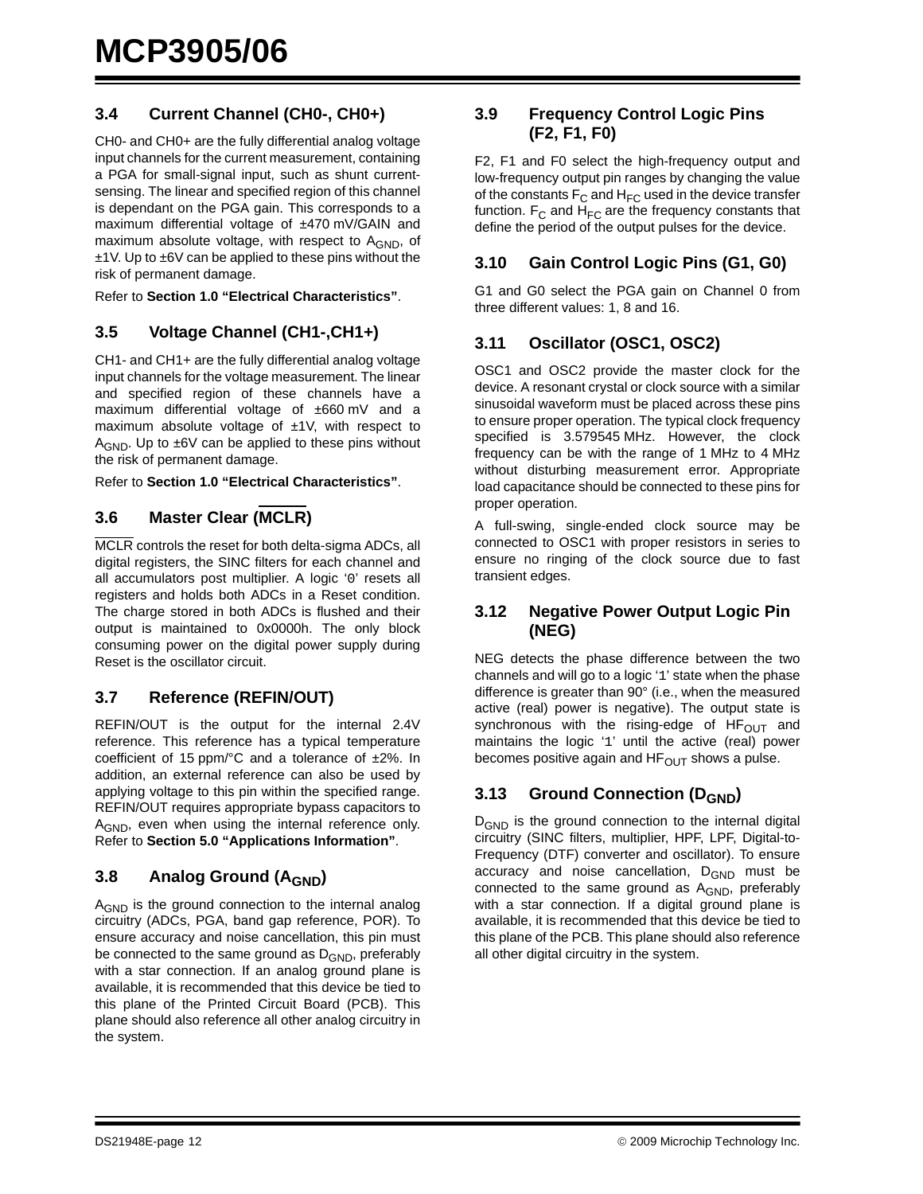### 3.4 Current Channel (CH0-, CH0+)

CH0- and CH0+ are the fully differential analog voltage input channels for the current measurement, containing a PGA for small-signal input, such as shunt current-sensing. The linear and specified region of this channel is dependant on the PGA gain. This corresponds to a maximum differential voltage of ±470 mV/GAIN and maximum absolute voltage, with respect to $A_{GND}$, of ±1V. Up to ±6V can be applied to these pins without the risk of permanent damage.

Refer to **Section 1.0 "Electrical Characteristics"**.

### 3.5 Voltage Channel (CH1-,CH1+)

CH1- and CH1+ are the fully differential analog voltage input channels for the voltage measurement. The linear and specified region of these channels have a maximum differential voltage of ±660 mV and a maximum absolute voltage of ±1V, with respect to $A_{GND}$. Up to ±6V can be applied to these pins without the risk of permanent damage.

Refer to **Section 1.0 "Electrical Characteristics"**.

### 3.6 Master Clear ($\overline{MCLR}$)

$\overline{MCLR}$ controls the reset for both delta-sigma ADCs, all digital registers, the SINC filters for each channel and all accumulators post multiplier. A logic '0' resets all registers and holds both ADCs in a Reset condition. The charge stored in both ADCs is flushed and their output is maintained to 0x0000h. The only block consuming power on the digital power supply during Reset is the oscillator circuit.

### 3.7 Reference (REFIN/OUT)

REFIN/OUT is the output for the internal 2.4V reference. This reference has a typical temperature coefficient of 15 ppm/°C and a tolerance of ±2%. In addition, an external reference can also be used by applying voltage to this pin within the specified range. REFIN/OUT requires appropriate bypass capacitors to $A_{GND}$, even when using the internal reference only. Refer to **Section 5.0 "Applications Information"**.

### 3.8 Analog Ground ($A_{GND}$)

$A_{GND}$ is the ground connection to the internal analog circuitry (ADCs, PGA, band gap reference, POR). To ensure accuracy and noise cancellation, this pin must be connected to the same ground as $D_{GND}$, preferably with a star connection. If an analog ground plane is available, it is recommended that this device be tied to this plane of the Printed Circuit Board (PCB). This plane should also reference all other analog circuitry in the system.

### 3.9 Frequency Control Logic Pins (F2, F1, F0)

F2, F1 and F0 select the high-frequency output and low-frequency output pin ranges by changing the value of the constants $F_C$ and $H_{FC}$ used in the device transfer function. $F_C$ and $H_{FC}$ are the frequency constants that define the period of the output pulses for the device.

### 3.10 Gain Control Logic Pins (G1, G0)

G1 and G0 select the PGA gain on Channel 0 from three different values: 1, 8 and 16.

### 3.11 Oscillator (OSC1, OSC2)

OSC1 and OSC2 provide the master clock for the device. A resonant crystal or clock source with a similar sinusoidal waveform must be placed across these pins to ensure proper operation. The typical clock frequency specified is 3.579545 MHz. However, the clock frequency can be with the range of 1 MHz to 4 MHz without disturbing measurement error. Appropriate load capacitance should be connected to these pins for proper operation.

A full-swing, single-ended clock source may be connected to OSC1 with proper resistors in series to ensure no ringing of the clock source due to fast transient edges.

### 3.12 Negative Power Output Logic Pin (NEG)

NEG detects the phase difference between the two channels and will go to a logic '1' state when the phase difference is greater than 90° (i.e., when the measured active (real) power is negative). The output state is synchronous with the rising-edge of $HF_{OUT}$ and maintains the logic '1' until the active (real) power becomes positive again and $HF_{OUT}$ shows a pulse.

### 3.13 Ground Connection ($D_{GND}$)

$D_{GND}$ is the ground connection to the internal digital circuitry (SINC filters, multiplier, HPF, LPF, Digital-to-Frequency (DTF) converter and oscillator). To ensure accuracy and noise cancellation, $D_{GND}$ must be connected to the same ground as $A_{GND}$, preferably with a star connection. If a digital ground plane is available, it is recommended that this device be tied to this plane of the PCB. This plane should also reference all other digital circuitry in the system.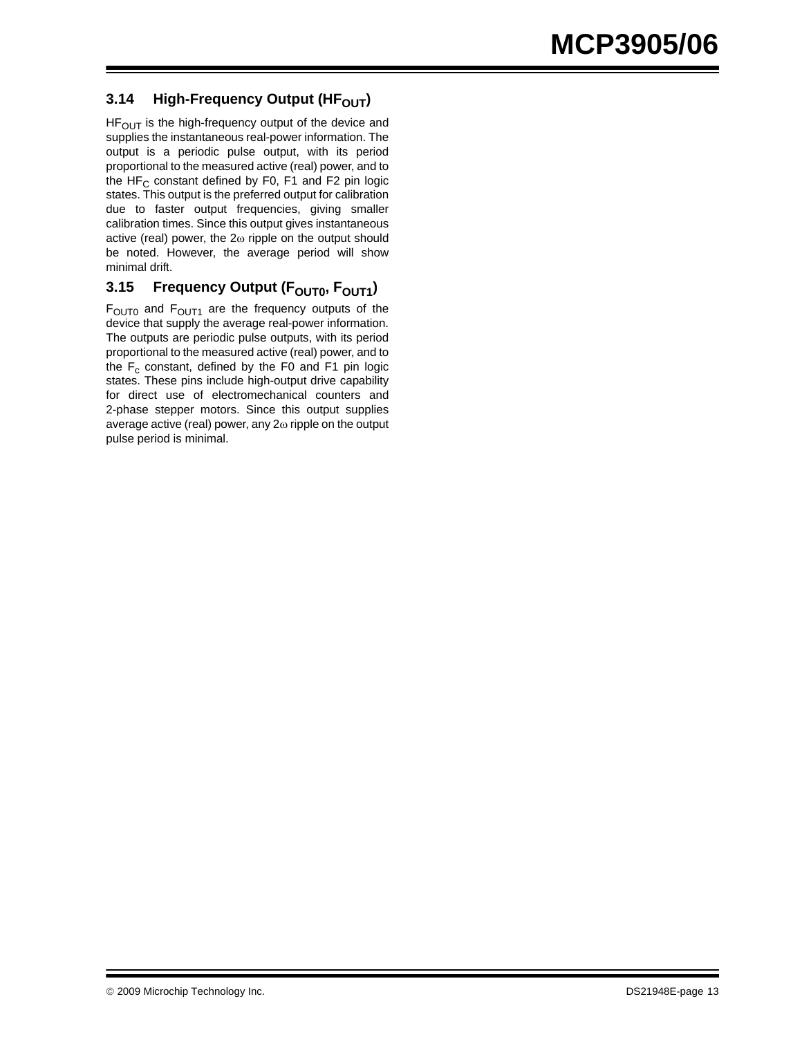### 3.14 High-Frequency Output ($HF_{OUT}$)

$HF_{OUT}$ is the high-frequency output of the device and supplies the instantaneous real-power information. The output is a periodic pulse output, with its period proportional to the measured active (real) power, and to the $HF_C$ constant defined by F0, F1 and F2 pin logic states. This output is the preferred output for calibration due to faster output frequencies, giving smaller calibration times. Since this output gives instantaneous active (real) power, the $2\omega$ ripple on the output should be noted. However, the average period will show minimal drift.

### 3.15 Frequency Output ($F_{OUT0}$, $F_{OUT1}$)

$F_{OUT0}$ and $F_{OUT1}$ are the frequency outputs of the device that supply the average real-power information. The outputs are periodic pulse outputs, with its period proportional to the measured active (real) power, and to the $F_c$ constant, defined by the F0 and F1 pin logic states. These pins include high-output drive capability for direct use of electromechanical counters and 2-phase stepper motors. Since this output supplies average active (real) power, any $2\omega$ ripple on the output pulse period is minimal.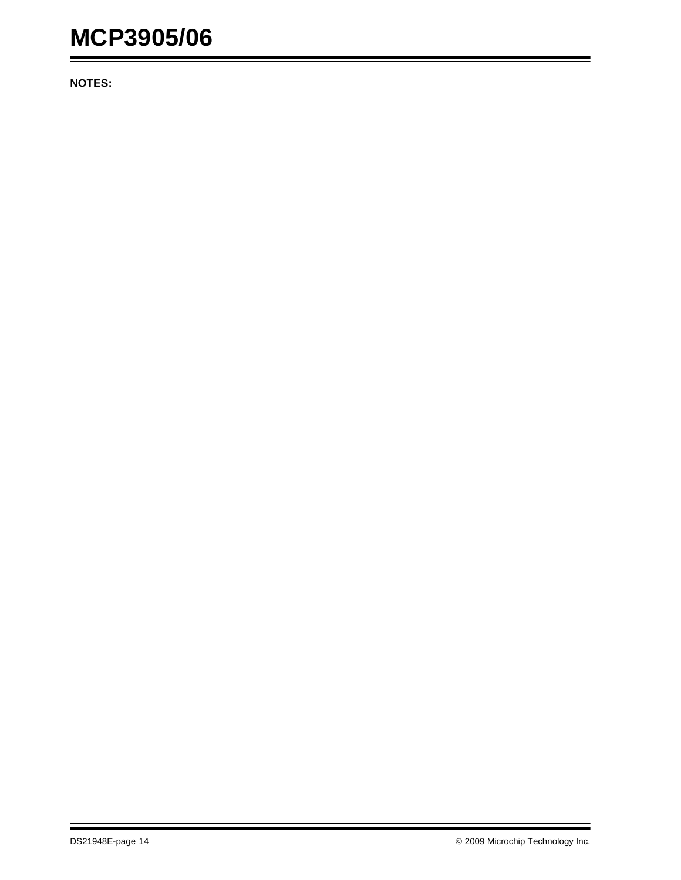**NOTES:**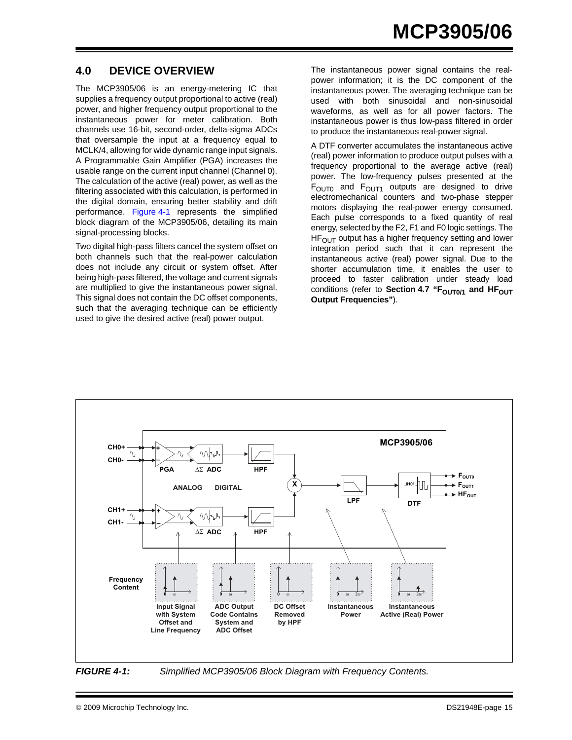## 4.0 DEVICE OVERVIEW

The MCP3905/06 is an energy-metering IC that supplies a frequency output proportional to active (real) power, and higher frequency output proportional to the instantaneous power for meter calibration. Both channels use 16-bit, second-order, delta-sigma ADCs that oversample the input at a frequency equal to MCLK/4, allowing for wide dynamic range input signals. A Programmable Gain Amplifier (PGA) increases the usable range on the current input channel (Channel 0). The calculation of the active (real) power, as well as the filtering associated with this calculation, is performed in the digital domain, ensuring better stability and drift performance. Figure 4-1 represents the simplified block diagram of the MCP3905/06, detailing its main signal-processing blocks.

Two digital high-pass filters cancel the system offset on both channels such that the real-power calculation does not include any circuit or system offset. After being high-pass filtered, the voltage and current signals are multiplied to give the instantaneous power signal. This signal does not contain the DC offset components, such that the averaging technique can be efficiently used to give the desired active (real) power output.

The instantaneous power signal contains the real-power information; it is the DC component of the instantaneous power. The averaging technique can be used with both sinusoidal and non-sinusoidal waveforms, as well as for all power factors. The instantaneous power is thus low-pass filtered in order to produce the instantaneous real-power signal.

A DTF converter accumulates the instantaneous active (real) power information to produce output pulses with a frequency proportional to the average active (real) power. The low-frequency pulses presented at the $F_{OUT0}$ and $F_{OUT1}$ outputs are designed to drive electromechanical counters and two-phase stepper motors displaying the real-power energy consumed. Each pulse corresponds to a fixed quantity of real energy, selected by the F2, F1 and F0 logic settings. The $HF_{OUT}$ output has a higher frequency setting and lower integration period such that it can represent the instantaneous active (real) power signal. Due to the shorter accumulation time, it enables the user to proceed to faster calibration under steady load conditions (refer to **Section 4.7 "$F_{OUT0/1}$ and $HF_{OUT}$ Output Frequencies"**).

*FIGURE 4-1: Simplified MCP3905/06 Block Diagram with Frequency Contents.*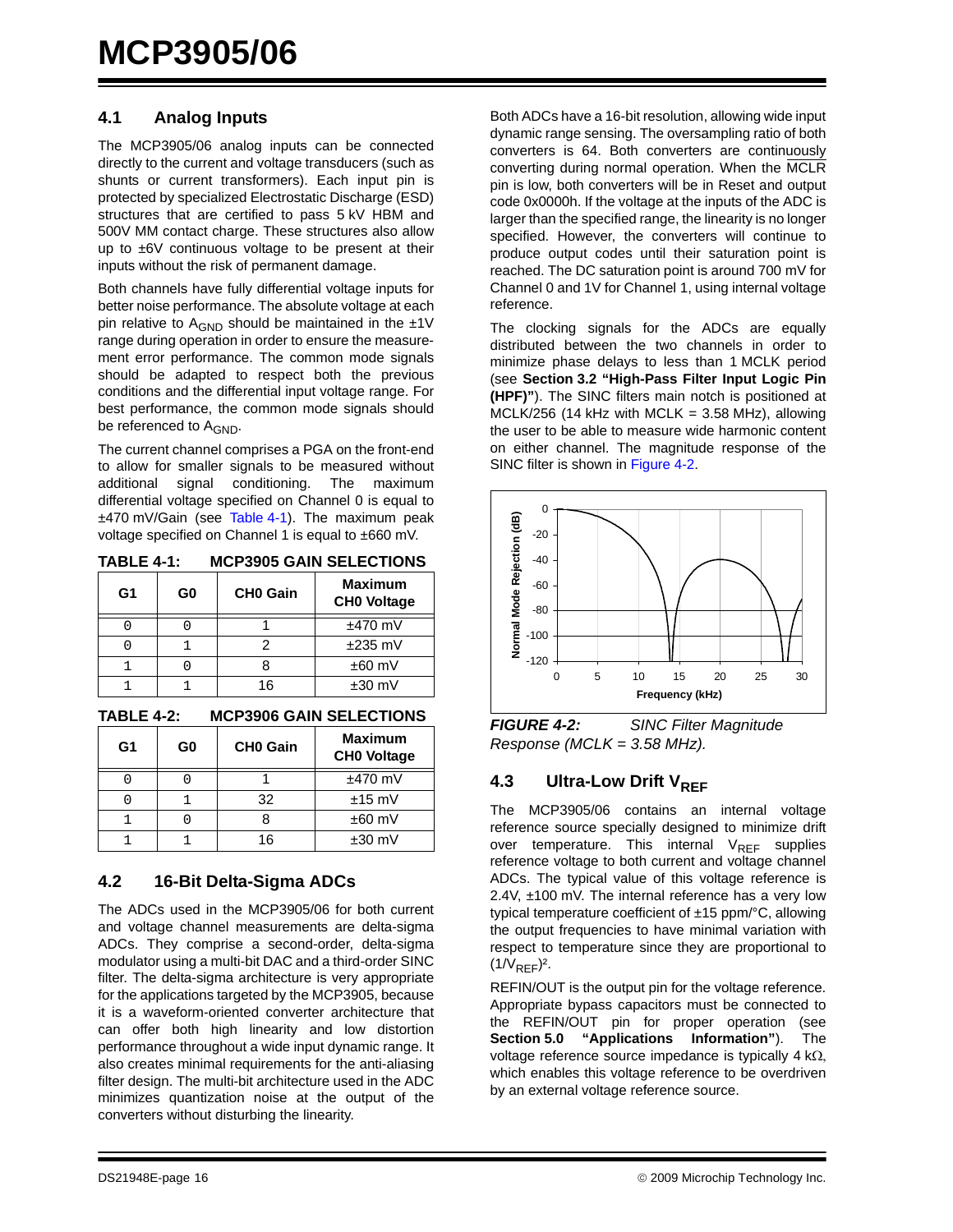## 4.1 Analog Inputs

The MCP3905/06 analog inputs can be connected directly to the current and voltage transducers (such as shunts or current transformers). Each input pin is protected by specialized Electrostatic Discharge (ESD) structures that are certified to pass 5 kV HBM and 500V MM contact charge. These structures also allow up to ±6V continuous voltage to be present at their inputs without the risk of permanent damage.

Both channels have fully differential voltage inputs for better noise performance. The absolute voltage at each pin relative to $A_{GND}$ should be maintained in the ±1V range during operation in order to ensure the measurement error performance. The common mode signals should be adapted to respect both the previous conditions and the differential input voltage range. For best performance, the common mode signals should be referenced to $A_{GND}$.

The current channel comprises a PGA on the front-end to allow for smaller signals to be measured without additional signal conditioning. The maximum differential voltage specified on Channel 0 is equal to ±470 mV/Gain (see Table 4-1). The maximum peak voltage specified on Channel 1 is equal to ±660 mV.

**TABLE 4-1: MCP3905 GAIN SELECTIONS**

| G1 | G0 | CH0 Gain | Maximum CH0 Voltage |
|---|---|---|---|
| 0 | 0 | 1 | ±470 mV |
| 0 | 1 | 2 | ±235 mV |
| 1 | 0 | 8 | ±60 mV |
| 1 | 1 | 16 | ±30 mV |

**TABLE 4-2: MCP3906 GAIN SELECTIONS**

| G1 | G0 | CH0 Gain | Maximum CH0 Voltage |
|---|---|---|---|
| 0 | 0 | 1 | ±470 mV |
| 0 | 1 | 32 | ±15 mV |
| 1 | 0 | 8 | ±60 mV |
| 1 | 1 | 16 | ±30 mV |

## 4.2 16-Bit Delta-Sigma ADCs

The ADCs used in the MCP3905/06 for both current and voltage channel measurements are delta-sigma ADCs. They comprise a second-order, delta-sigma modulator using a multi-bit DAC and a third-order SINC filter. The delta-sigma architecture is very appropriate for the applications targeted by the MCP3905, because it is a waveform-oriented converter architecture that can offer both high linearity and low distortion performance throughout a wide input dynamic range. It also creates minimal requirements for the anti-aliasing filter design. The multi-bit architecture used in the ADC minimizes quantization noise at the output of the converters without disturbing the linearity.

Both ADCs have a 16-bit resolution, allowing wide input dynamic range sensing. The oversampling ratio of both converters is 64. Both converters are continuously converting during normal operation. When the $\overline{MCLR}$ pin is low, both converters will be in Reset and output code 0x0000h. If the voltage at the inputs of the ADC is larger than the specified range, the linearity is no longer specified. However, the converters will continue to produce output codes until their saturation point is reached. The DC saturation point is around 700 mV for Channel 0 and 1V for Channel 1, using internal voltage reference.

The clocking signals for the ADCs are equally distributed between the two channels in order to minimize phase delays to less than 1 MCLK period (see **Section 3.2 "High-Pass Filter Input Logic Pin (HPF)"**). The SINC filters main notch is positioned at MCLK/256 (14 kHz with MCLK = 3.58 MHz), allowing the user to be able to measure wide harmonic content on either channel. The magnitude response of the SINC filter is shown in Figure 4-2.

*FIGURE 4-2: SINC Filter Magnitude Response (MCLK = 3.58 MHz).*

## 4.3 Ultra-Low Drift $V_{REF}$

The MCP3905/06 contains an internal voltage reference source specially designed to minimize drift over temperature. This internal $V_{REF}$ supplies reference voltage to both current and voltage channel ADCs. The typical value of this voltage reference is 2.4V, ±100 mV. The internal reference has a very low typical temperature coefficient of ±15 ppm/°C, allowing the output frequencies to have minimal variation with respect to temperature since they are proportional to $(1/V_{REF})^2$.

REFIN/OUT is the output pin for the voltage reference. Appropriate bypass capacitors must be connected to the REFIN/OUT pin for proper operation (see **Section 5.0 "Applications Information"**). The voltage reference source impedance is typically 4 kΩ, which enables this voltage reference to be overdriven by an external voltage reference source.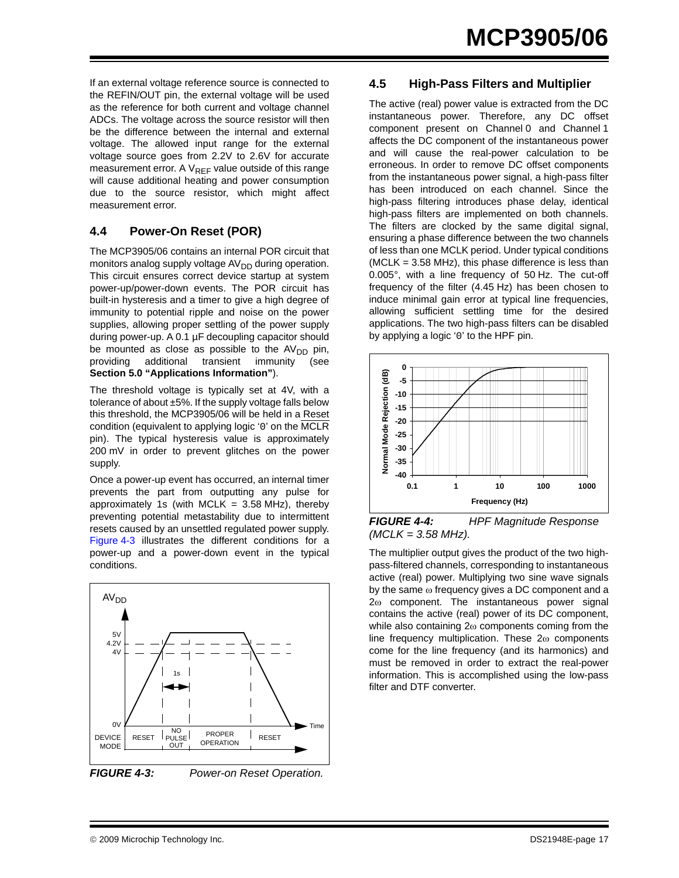If an external voltage reference source is connected to the REFIN/OUT pin, the external voltage will be used as the reference for both current and voltage channel ADCs. The voltage across the source resistor will then be the difference between the internal and external voltage. The allowed input range for the external voltage source goes from 2.2V to 2.6V for accurate measurement error. A $V_{REF}$ value outside of this range will cause additional heating and power consumption due to the source resistor, which might affect measurement error.

## 4.4 Power-On Reset (POR)

The MCP3905/06 contains an internal POR circuit that monitors analog supply voltage $AV_{DD}$ during operation. This circuit ensures correct device startup at system power-up/power-down events. The POR circuit has built-in hysteresis and a timer to give a high degree of immunity to potential ripple and noise on the power supplies, allowing proper settling of the power supply during power-up. A 0.1 µF decoupling capacitor should be mounted as close as possible to the $AV_{DD}$ pin, providing additional transient immunity (see **Section 5.0 "Applications Information"**).

The threshold voltage is typically set at 4V, with a tolerance of about ±5%. If the supply voltage falls below this threshold, the MCP3905/06 will be held in a Reset condition (equivalent to applying logic '0' on the $\overline{\text{MCLR}}$ pin). The typical hysteresis value is approximately 200 mV in order to prevent glitches on the power supply.

Once a power-up event has occurred, an internal timer prevents the part from outputting any pulse for approximately 1s (with MCLK = 3.58 MHz), thereby preventing potential metastability due to intermittent resets caused by an unsettled regulated power supply. Figure 4-3 illustrates the different conditions for a power-up and a power-down event in the typical conditions.

*FIGURE 4-3: Power-on Reset Operation.*

## 4.5 High-Pass Filters and Multiplier

The active (real) power value is extracted from the DC instantaneous power. Therefore, any DC offset component present on Channel 0 and Channel 1 affects the DC component of the instantaneous power and will cause the real-power calculation to be erroneous. In order to remove DC offset components from the instantaneous power signal, a high-pass filter has been introduced on each channel. Since the high-pass filtering introduces phase delay, identical high-pass filters are implemented on both channels. The filters are clocked by the same digital signal, ensuring a phase difference between the two channels of less than one MCLK period. Under typical conditions (MCLK = 3.58 MHz), this phase difference is less than 0.005°, with a line frequency of 50 Hz. The cut-off frequency of the filter (4.45 Hz) has been chosen to induce minimal gain error at typical line frequencies, allowing sufficient settling time for the desired applications. The two high-pass filters can be disabled by applying a logic '0' to the HPF pin.

*FIGURE 4-4: HPF Magnitude Response (MCLK = 3.58 MHz).*

The multiplier output gives the product of the two high-pass-filtered channels, corresponding to instantaneous active (real) power. Multiplying two sine wave signals by the same ω frequency gives a DC component and a 2ω component. The instantaneous power signal contains the active (real) power of its DC component, while also containing 2ω components coming from the line frequency multiplication. These 2ω components come for the line frequency (and its harmonics) and must be removed in order to extract the real-power information. This is accomplished using the low-pass filter and DTF converter.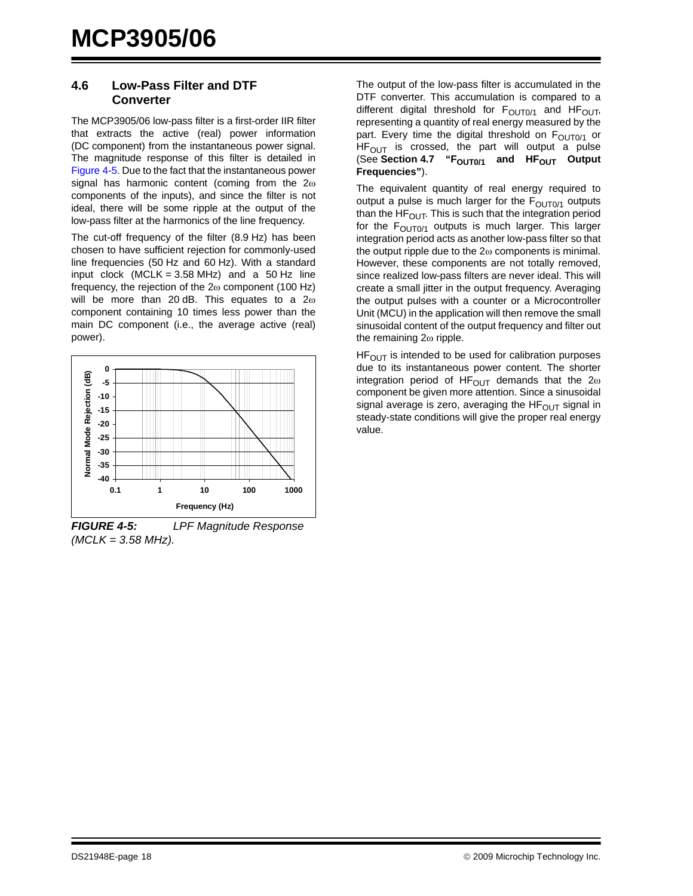## 4.6 Low-Pass Filter and DTF Converter

The MCP3905/06 low-pass filter is a first-order IIR filter that extracts the active (real) power information (DC component) from the instantaneous power signal. The magnitude response of this filter is detailed in Figure 4-5. Due to the fact that the instantaneous power signal has harmonic content (coming from the 2ω components of the inputs), and since the filter is not ideal, there will be some ripple at the output of the low-pass filter at the harmonics of the line frequency.

The cut-off frequency of the filter (8.9 Hz) has been chosen to have sufficient rejection for commonly-used line frequencies (50 Hz and 60 Hz). With a standard input clock (MCLK = 3.58 MHz) and a 50 Hz line frequency, the rejection of the 2ω component (100 Hz) will be more than 20 dB. This equates to a 2ω component containing 10 times less power than the main DC component (i.e., the average active (real) power).

*FIGURE 4-5: LPF Magnitude Response (MCLK = 3.58 MHz).*

The output of the low-pass filter is accumulated in the DTF converter. This accumulation is compared to a different digital threshold for $F_{OUT0/1}$ and $HF_{OUT}$, representing a quantity of real energy measured by the part. Every time the digital threshold on $F_{OUT0/1}$ or $HF_{OUT}$ is crossed, the part will output a pulse (See **Section 4.7 "$F_{OUT0/1}$ and $HF_{OUT}$ Output Frequencies"**).

The equivalent quantity of real energy required to output a pulse is much larger for the $F_{OUT0/1}$ outputs than the $HF_{OUT}$. This is such that the integration period for the $F_{OUT0/1}$ outputs is much larger. This larger integration period acts as another low-pass filter so that the output ripple due to the 2ω components is minimal. However, these components are not totally removed, since realized low-pass filters are never ideal. This will create a small jitter in the output frequency. Averaging the output pulses with a counter or a Microcontroller Unit (MCU) in the application will then remove the small sinusoidal content of the output frequency and filter out the remaining 2ω ripple.

$HF_{OUT}$ is intended to be used for calibration purposes due to its instantaneous power content. The shorter integration period of $HF_{OUT}$ demands that the 2ω component be given more attention. Since a sinusoidal signal average is zero, averaging the $HF_{OUT}$ signal in steady-state conditions will give the proper real energy value.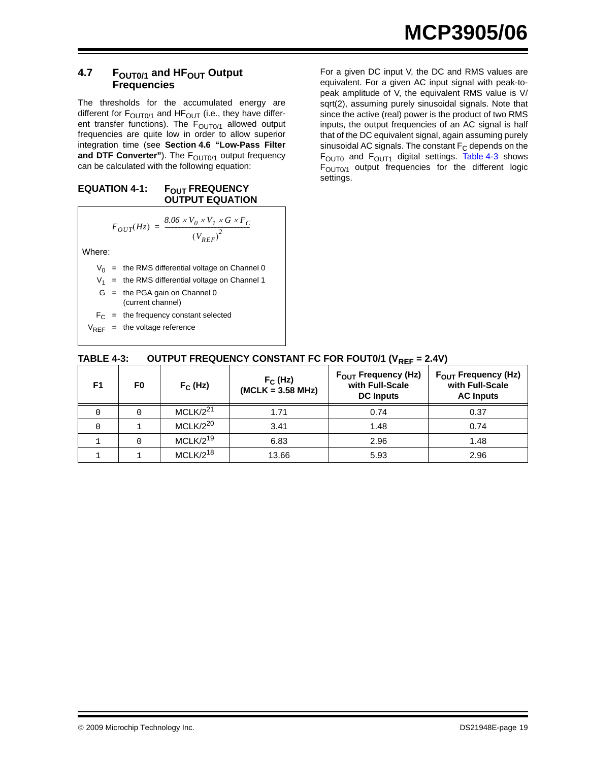## 4.7 $F_{OUT0/1}$ and $HF_{OUT}$ Output Frequencies

The thresholds for the accumulated energy are different for $F_{OUT0/1}$ and $HF_{OUT}$ (i.e., they have different transfer functions). The $F_{OUT0/1}$ allowed output frequencies are quite low in order to allow superior integration time (see **Section 4.6 "Low-Pass Filter and DTF Converter"**). The $F_{OUT0/1}$ output frequency can be calculated with the following equation:

**EQUATION 4-1: $F_{OUT}$ FREQUENCY OUTPUT EQUATION**

$$F_{OUT}(Hz) = \frac{8.06 \times V_0 \times V_1 \times G \times F_C}{(V_{REF})^2}$$

Where:

- $V_0$ = the RMS differential voltage on Channel 0
- $V_1$ = the RMS differential voltage on Channel 1
- $G$ = the PGA gain on Channel 0 (current channel)
- $F_C$ = the frequency constant selected
- $V_{REF}$ = the voltage reference

For a given DC input V, the DC and RMS values are equivalent. For a given AC input signal with peak-to-peak amplitude of V, the equivalent RMS value is V/sqrt(2), assuming purely sinusoidal signals. Note that since the active (real) power is the product of two RMS inputs, the output frequencies of an AC signal is half that of the DC equivalent signal, again assuming purely sinusoidal AC signals. The constant $F_C$ depends on the $F_{OUT0}$ and $F_{OUT1}$ digital settings. Table 4-3 shows $F_{OUT0/1}$ output frequencies for the different logic settings.

**TABLE 4-3: OUTPUT FREQUENCY CONSTANT FC FOR FOUT0/1 ($V_{REF}$ = 2.4V)**

| F1 | F0 | $F_C$ (Hz) | $F_C$ (Hz) (MCLK = 3.58 MHz) | $F_{OUT}$ Frequency (Hz) with Full-Scale DC Inputs | $F_{OUT}$ Frequency (Hz) with Full-Scale AC Inputs |
|---|---|---|---|---|---|
| 0 | 0 | $MCLK/2^{21}$ | 1.71 | 0.74 | 0.37 |
| 0 | 1 | $MCLK/2^{20}$ | 3.41 | 1.48 | 0.74 |
| 1 | 0 | $MCLK/2^{19}$ | 6.83 | 2.96 | 1.48 |
| 1 | 1 | $MCLK/2^{18}$ | 13.66 | 5.93 | 2.96 |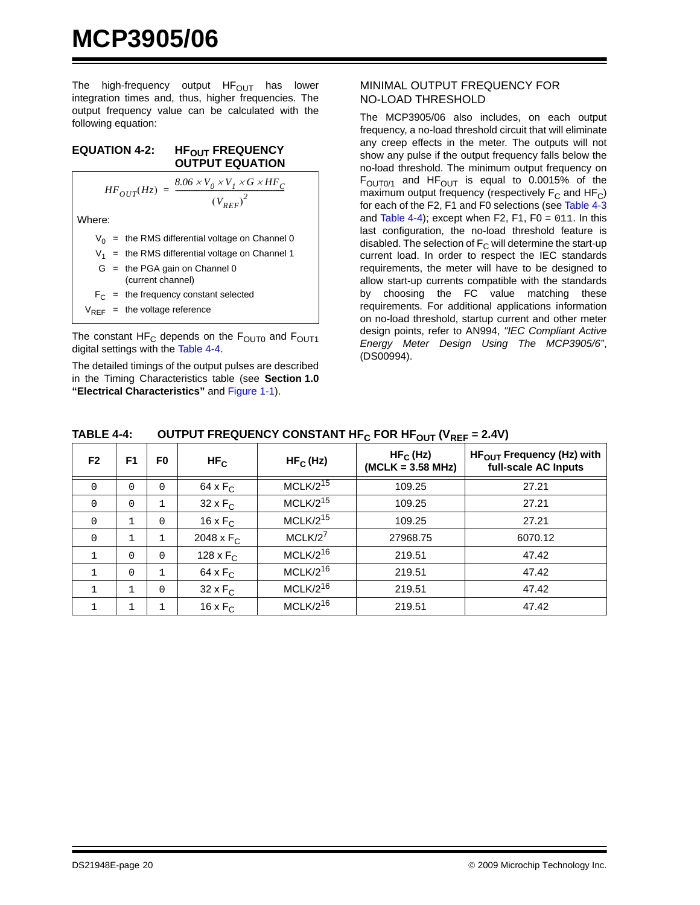The high-frequency output $HF_{OUT}$ has lower integration times and, thus, higher frequencies. The output frequency value can be calculated with the following equation:

**EQUATION 4-2: $HF_{OUT}$ FREQUENCY OUTPUT EQUATION**

$$HF_{OUT}(Hz) = \frac{8.06 \times V_0 \times V_1 \times G \times HF_C}{(V_{REF})^2}$$

Where:

- $V_0$ = the RMS differential voltage on Channel 0
- $V_1$ = the RMS differential voltage on Channel 1
- $G$ = the PGA gain on Channel 0 (current channel)
- $F_C$ = the frequency constant selected
- $V_{REF}$ = the voltage reference

The constant $HF_C$ depends on the $F_{OUT0}$ and $F_{OUT1}$ digital settings with the Table 4-4.

The detailed timings of the output pulses are described in the Timing Characteristics table (see **Section 1.0 "Electrical Characteristics"** and Figure 1-1).

### MINIMAL OUTPUT FREQUENCY FOR NO-LOAD THRESHOLD

The MCP3905/06 also includes, on each output frequency, a no-load threshold circuit that will eliminate any creep effects in the meter. The outputs will not show any pulse if the output frequency falls below the no-load threshold. The minimum output frequency on $F_{OUT0/1}$ and $HF_{OUT}$ is equal to 0.0015% of the maximum output frequency (respectively $F_C$ and $HF_C$) for each of the F2, F1 and F0 selections (see Table 4-3 and Table 4-4); except when F2, F1, F0 = 011. In this last configuration, the no-load threshold feature is disabled. The selection of $F_C$ will determine the start-up current load. In order to respect the IEC standards requirements, the meter will have to be designed to allow start-up currents compatible with the standards by choosing the FC value matching these requirements. For additional applications information on no-load threshold, startup current and other meter design points, refer to AN994, *"IEC Compliant Active Energy Meter Design Using The MCP3905/6"*, (DS00994).

**TABLE 4-4: OUTPUT FREQUENCY CONSTANT $HF_C$ FOR $HF_{OUT}$ ($V_{REF}$ = 2.4V)**

| F2 | F1 | F0 | $HF_C$ | $HF_C$ (Hz) | $HF_C$ (Hz) (MCLK = 3.58 MHz) | $HF_{OUT}$ Frequency (Hz) with full-scale AC Inputs |
|---|---|---|---|---|---|---|
| 0 | 0 | 0 | 64 x $F_C$ | $MCLK/2^{15}$ | 109.25 | 27.21 |
| 0 | 0 | 1 | 32 x $F_C$ | $MCLK/2^{15}$ | 109.25 | 27.21 |
| 0 | 1 | 0 | 16 x $F_C$ | $MCLK/2^{15}$ | 109.25 | 27.21 |
| 0 | 1 | 1 | 2048 x $F_C$ | $MCLK/2^{7}$ | 27968.75 | 6070.12 |
| 1 | 0 | 0 | 128 x $F_C$ | $MCLK/2^{16}$ | 219.51 | 47.42 |
| 1 | 0 | 1 | 64 x $F_C$ | $MCLK/2^{16}$ | 219.51 | 47.42 |
| 1 | 1 | 0 | 32 x $F_C$ | $MCLK/2^{16}$ | 219.51 | 47.42 |
| 1 | 1 | 1 | 16 x $F_C$ | $MCLK/2^{16}$ | 219.51 | 47.42 |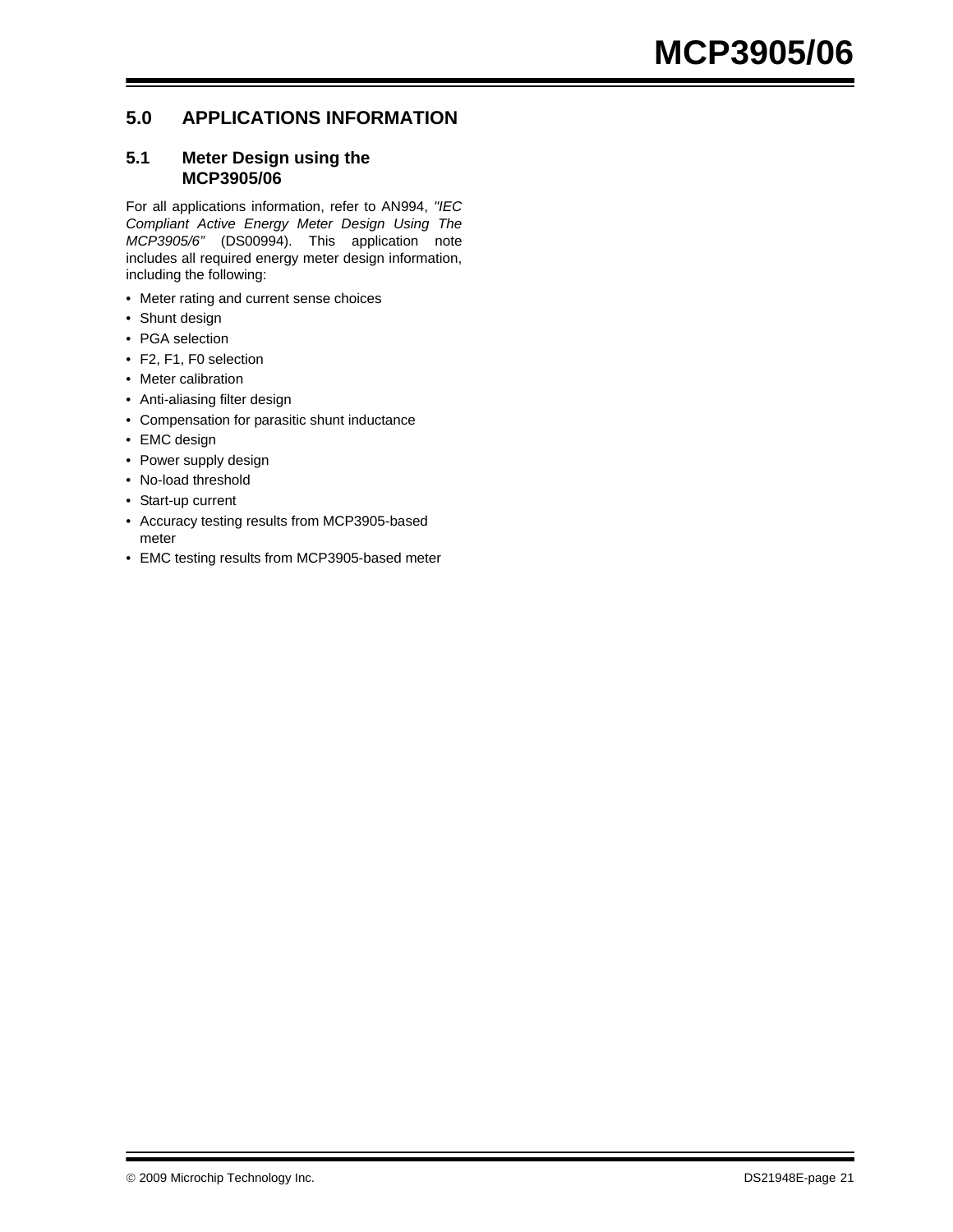## 5.0 APPLICATIONS INFORMATION

### 5.1 Meter Design using the MCP3905/06

For all applications information, refer to AN994, *"IEC Compliant Active Energy Meter Design Using The MCP3905/6"* (DS00994). This application note includes all required energy meter design information, including the following:

- Meter rating and current sense choices
- Shunt design
- PGA selection
- F2, F1, F0 selection
- Meter calibration
- Anti-aliasing filter design
- Compensation for parasitic shunt inductance
- EMC design
- Power supply design
- No-load threshold
- Start-up current
- Accuracy testing results from MCP3905-based meter
- EMC testing results from MCP3905-based meter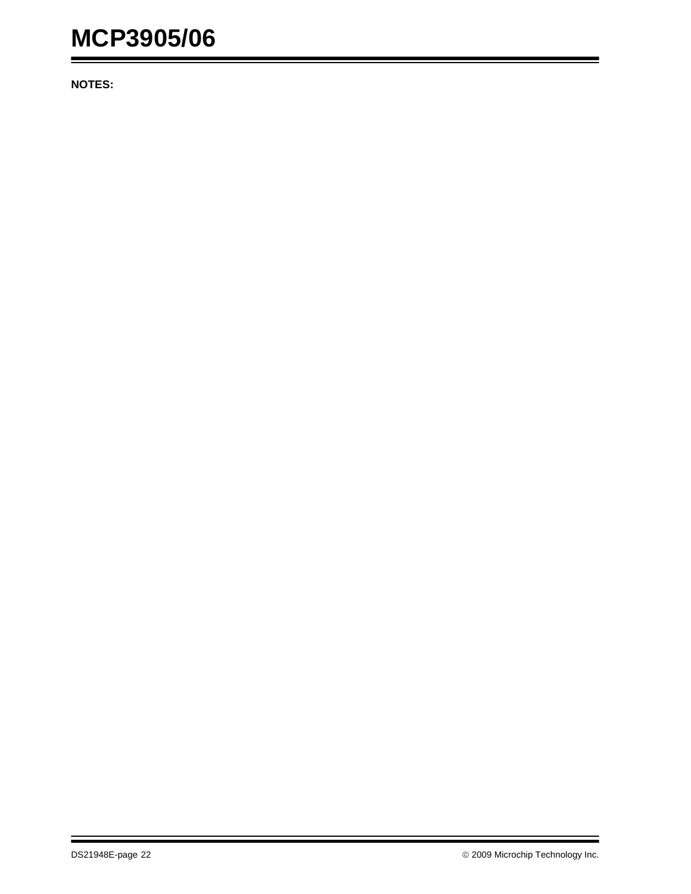**NOTES:**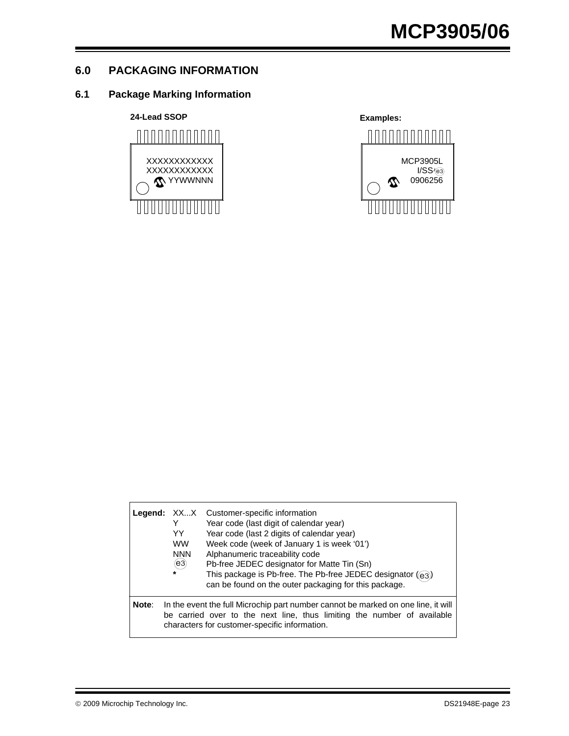## 6.0 PACKAGING INFORMATION

### 6.1 Package Marking Information

**24-Lead SSOP**

```
XXXXXXXXXXXX
XXXXXXXXXXXX
YYWWNNN
```

**Examples:**

```
MCP3905L
I/SS(e3)
0906256
```

| Legend: | | |
|---|---|---|
| | XX...X | Customer-specific information |
| | Y | Year code (last digit of calendar year) |
| | YY | Year code (last 2 digits of calendar year) |
| | WW | Week code (week of January 1 is week '01') |
| | NNN | Alphanumeric traceability code |
| | (e3) | Pb-free JEDEC designator for Matte Tin (Sn) |
| | * | This package is Pb-free. The Pb-free JEDEC designator ((e3)) can be found on the outer packaging for this package. |

**Note**: In the event the full Microchip part number cannot be marked on one line, it will be carried over to the next line, thus limiting the number of available characters for customer-specific information.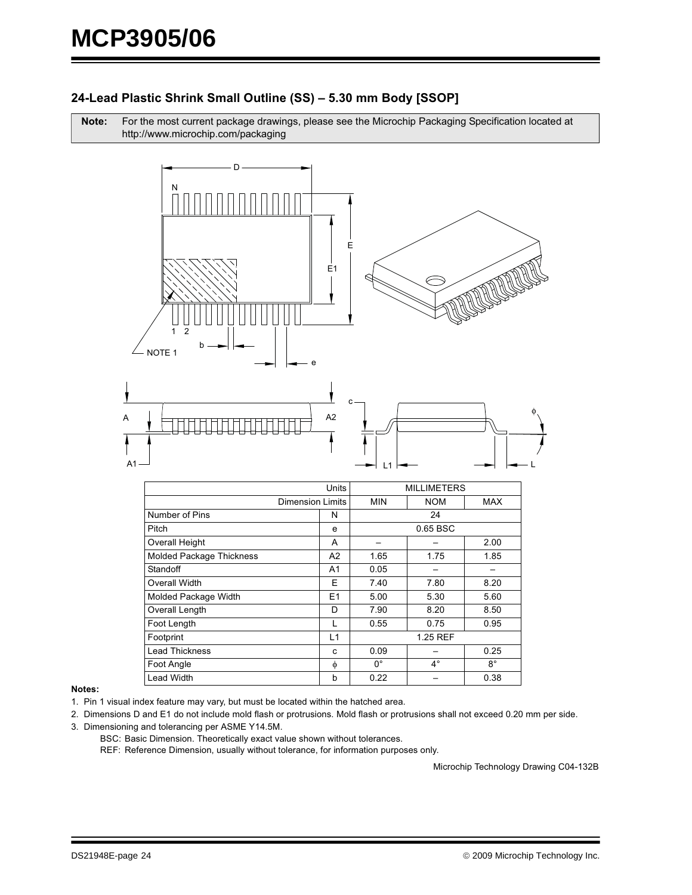## 24-Lead Plastic Shrink Small Outline (SS) – 5.30 mm Body [SSOP]

**Note:** For the most current package drawings, please see the Microchip Packaging Specification located at http://www.microchip.com/packaging

| Units | | MILLIMETERS | | |
|---|---|---|---|---|
| Dimension Limits | | MIN | NOM | MAX |
| Number of Pins | N | | 24 | |
| Pitch | e | | 0.65 BSC | |
| Overall Height | A | – | – | 2.00 |
| Molded Package Thickness | A2 | 1.65 | 1.75 | 1.85 |
| Standoff | A1 | 0.05 | – | – |
| Overall Width | E | 7.40 | 7.80 | 8.20 |
| Molded Package Width | E1 | 5.00 | 5.30 | 5.60 |
| Overall Length | D | 7.90 | 8.20 | 8.50 |
| Foot Length | L | 0.55 | 0.75 | 0.95 |
| Footprint | L1 | | 1.25 REF | |
| Lead Thickness | c | 0.09 | – | 0.25 |
| Foot Angle | φ | 0° | 4° | 8° |
| Lead Width | b | 0.22 | – | 0.38 |

**Notes:**

1. Pin 1 visual index feature may vary, but must be located within the hatched area.
2. Dimensions D and E1 do not include mold flash or protrusions. Mold flash or protrusions shall not exceed 0.20 mm per side.
3. Dimensioning and tolerancing per ASME Y14.5M.

   BSC: Basic Dimension. Theoretically exact value shown without tolerances.

   REF: Reference Dimension, usually without tolerance, for information purposes only.

Microchip Technology Drawing C04-132B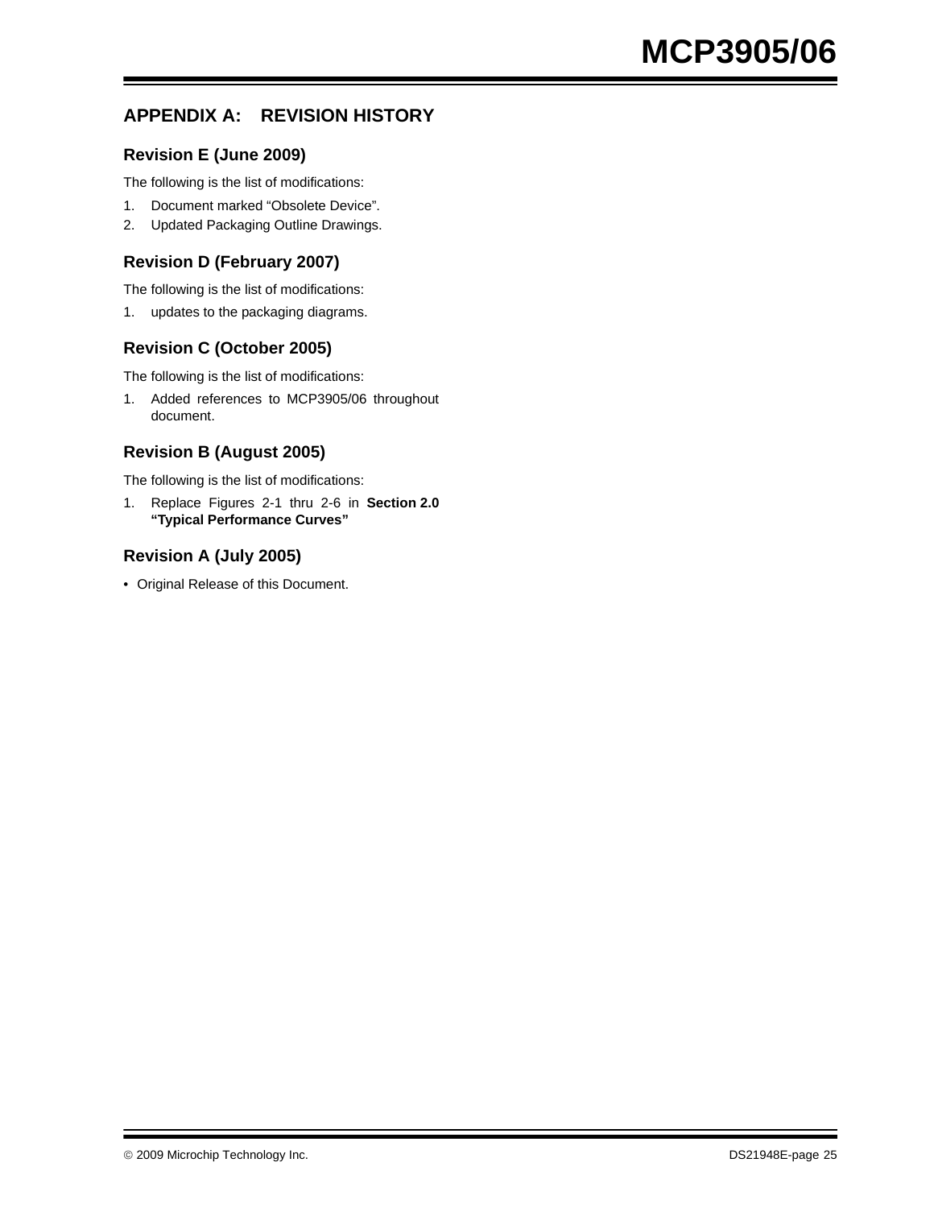# APPENDIX A: REVISION HISTORY

## Revision E (June 2009)

The following is the list of modifications:

1. Document marked “Obsolete Device”.
2. Updated Packaging Outline Drawings.

## Revision D (February 2007)

The following is the list of modifications:

1. updates to the packaging diagrams.

## Revision C (October 2005)

The following is the list of modifications:

1. Added references to MCP3905/06 throughout document.

## Revision B (August 2005)

The following is the list of modifications:

1. Replace Figures 2-1 thru 2-6 in **Section 2.0 “Typical Performance Curves”**

## Revision A (July 2005)

- Original Release of this Document.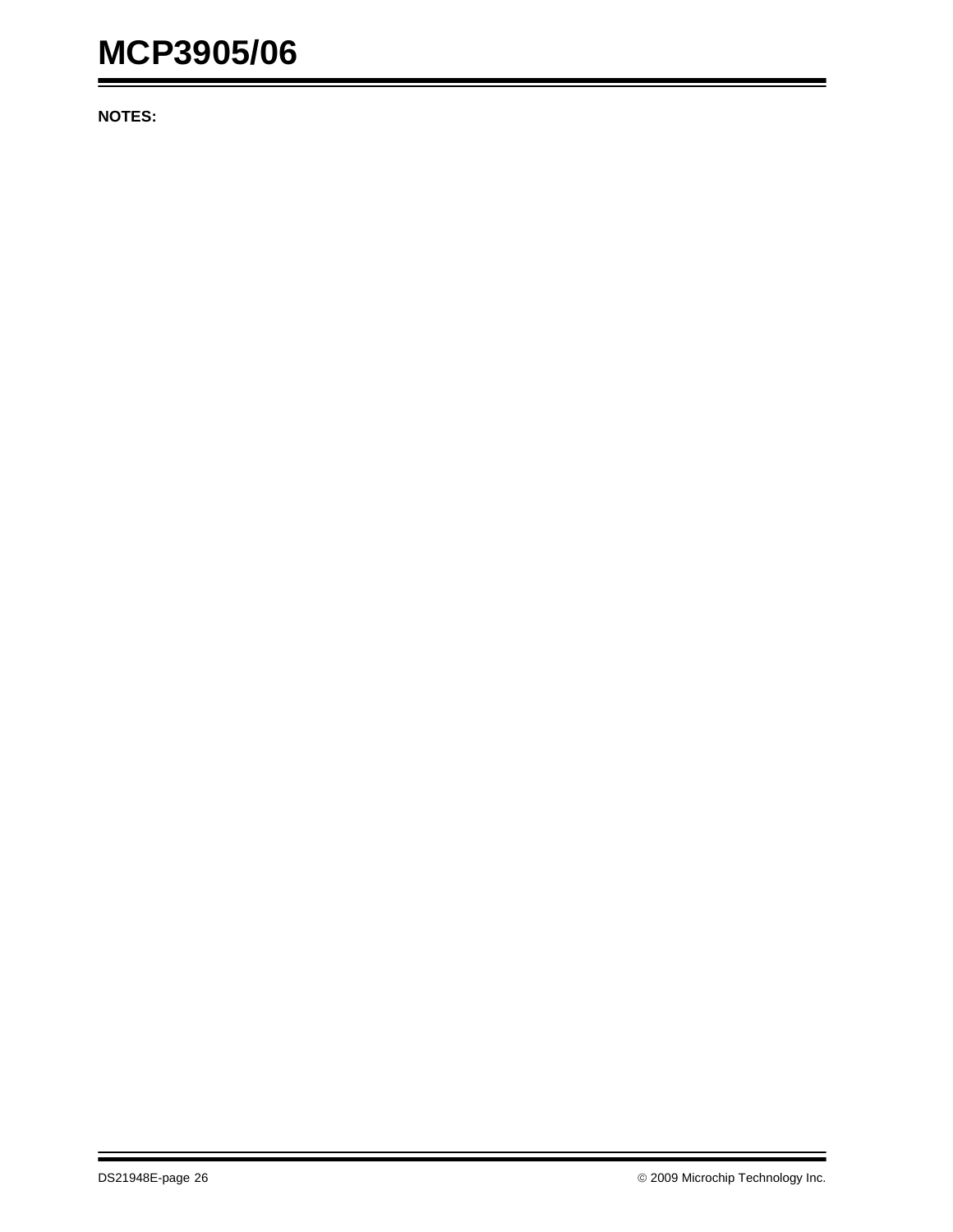**NOTES:**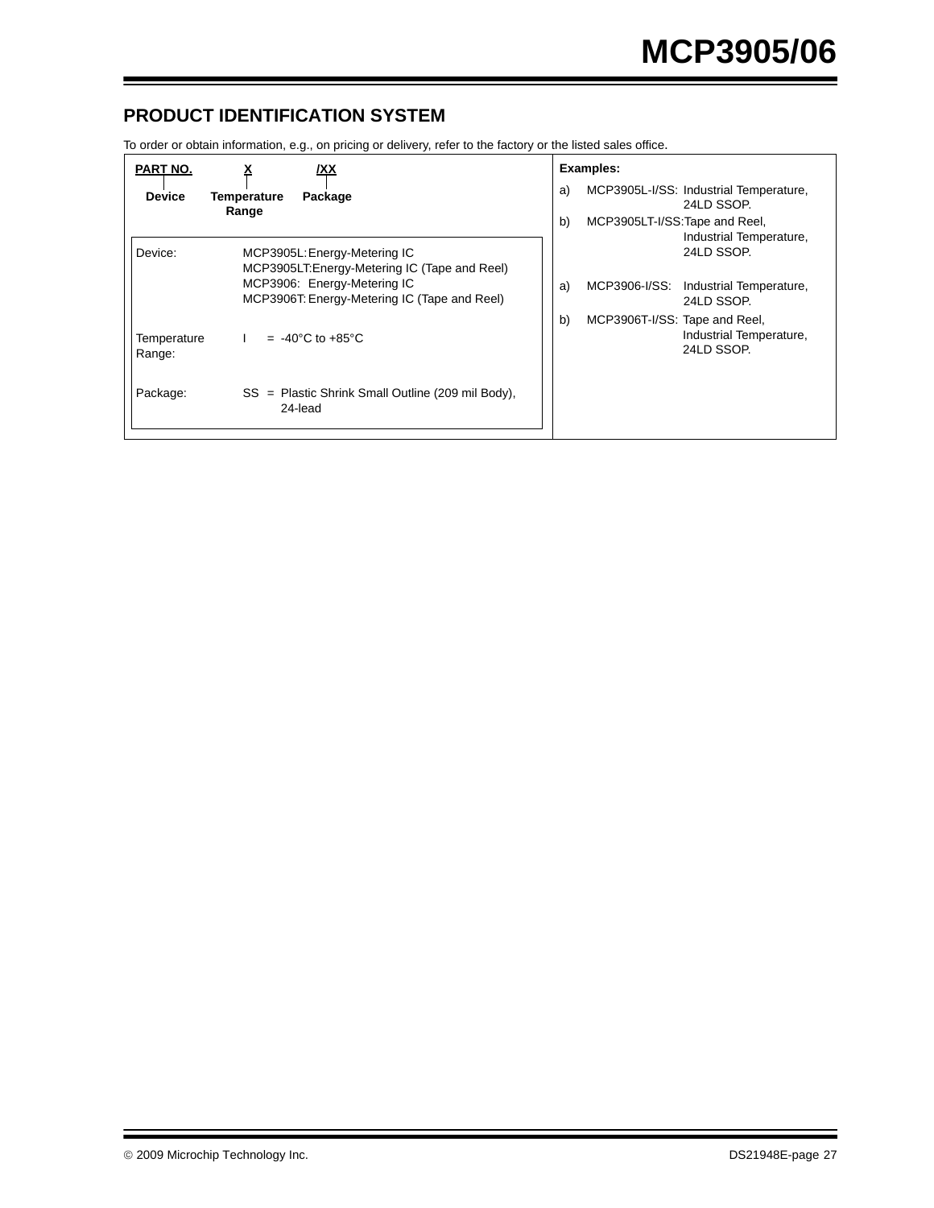## PRODUCT IDENTIFICATION SYSTEM

To order or obtain information, e.g., on pricing or delivery, refer to the factory or the listed sales office.

| PART NO. | X | /XX |
|---|---|---|
| Device | Temperature Range | Package |

| | |
|---|---|
| Device: | MCP3905L: Energy-Metering IC<br>MCP3905LT: Energy-Metering IC (Tape and Reel)<br>MCP3906: Energy-Metering IC<br>MCP3906T: Energy-Metering IC (Tape and Reel) |
| Temperature Range: | I = -40°C to +85°C |
| Package: | SS = Plastic Shrink Small Outline (209 mil Body), 24-lead |

**Examples:**

a) MCP3905L-I/SS: Industrial Temperature, 24LD SSOP.

b) MCP3905LT-I/SS: Tape and Reel, Industrial Temperature, 24LD SSOP.

a) MCP3906-I/SS: Industrial Temperature, 24LD SSOP.

b) MCP3906T-I/SS: Tape and Reel, Industrial Temperature, 24LD SSOP.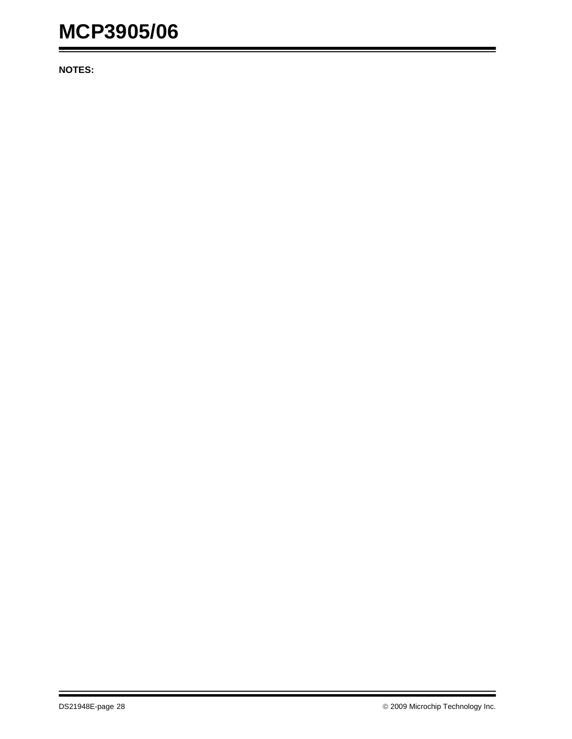**NOTES:**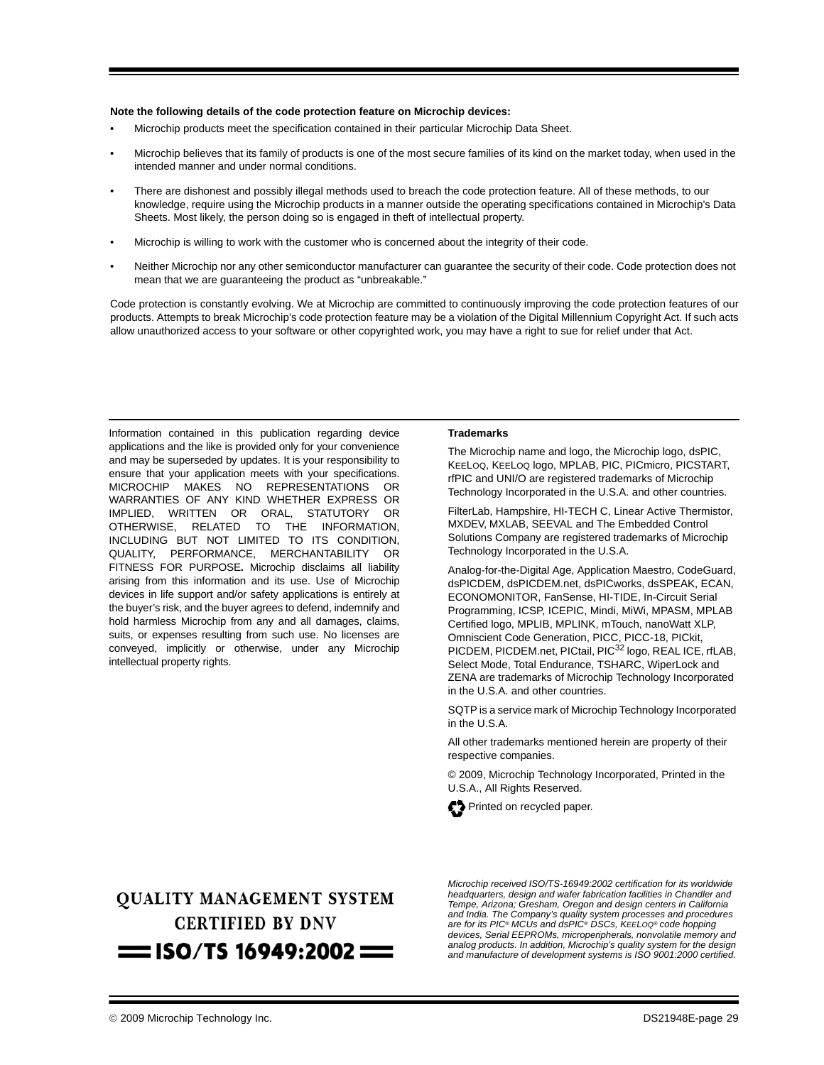**Note the following details of the code protection feature on Microchip devices:**

- Microchip products meet the specification contained in their particular Microchip Data Sheet.
- Microchip believes that its family of products is one of the most secure families of its kind on the market today, when used in the intended manner and under normal conditions.
- There are dishonest and possibly illegal methods used to breach the code protection feature. All of these methods, to our knowledge, require using the Microchip products in a manner outside the operating specifications contained in Microchip's Data Sheets. Most likely, the person doing so is engaged in theft of intellectual property.
- Microchip is willing to work with the customer who is concerned about the integrity of their code.
- Neither Microchip nor any other semiconductor manufacturer can guarantee the security of their code. Code protection does not mean that we are guaranteeing the product as "unbreakable."

Code protection is constantly evolving. We at Microchip are committed to continuously improving the code protection features of our products. Attempts to break Microchip's code protection feature may be a violation of the Digital Millennium Copyright Act. If such acts allow unauthorized access to your software or other copyrighted work, you may have a right to sue for relief under that Act.

Information contained in this publication regarding device applications and the like is provided only for your convenience and may be superseded by updates. It is your responsibility to ensure that your application meets with your specifications. MICROCHIP MAKES NO REPRESENTATIONS OR WARRANTIES OF ANY KIND WHETHER EXPRESS OR IMPLIED, WRITTEN OR ORAL, STATUTORY OR OTHERWISE, RELATED TO THE INFORMATION, INCLUDING BUT NOT LIMITED TO ITS CONDITION, QUALITY, PERFORMANCE, MERCHANTABILITY OR FITNESS FOR PURPOSE**.** Microchip disclaims all liability arising from this information and its use. Use of Microchip devices in life support and/or safety applications is entirely at the buyer's risk, and the buyer agrees to defend, indemnify and hold harmless Microchip from any and all damages, claims, suits, or expenses resulting from such use. No licenses are conveyed, implicitly or otherwise, under any Microchip intellectual property rights.

**Trademarks**

The Microchip name and logo, the Microchip logo, dsPIC, KEELOQ, KEELOQ logo, MPLAB, PIC, PICmicro, PICSTART, rfPIC and UNI/O are registered trademarks of Microchip Technology Incorporated in the U.S.A. and other countries.

FilterLab, Hampshire, HI-TECH C, Linear Active Thermistor, MXDEV, MXLAB, SEEVAL and The Embedded Control Solutions Company are registered trademarks of Microchip Technology Incorporated in the U.S.A.

Analog-for-the-Digital Age, Application Maestro, CodeGuard, dsPICDEM, dsPICDEM.net, dsPICworks, dsSPEAK, ECAN, ECONOMONITOR, FanSense, HI-TIDE, In-Circuit Serial Programming, ICSP, ICEPIC, Mindi, MiWi, MPASM, MPLAB Certified logo, MPLIB, MPLINK, mTouch, nanoWatt XLP, Omniscient Code Generation, PICC, PICC-18, PICkit, PICDEM, PICDEM.net, PICtail, PIC32 logo, REAL ICE, rfLAB, Select Mode, Total Endurance, TSHARC, WiperLock and ZENA are trademarks of Microchip Technology Incorporated in the U.S.A. and other countries.

SQTP is a service mark of Microchip Technology Incorporated in the U.S.A.

All other trademarks mentioned herein are property of their respective companies.

© 2009, Microchip Technology Incorporated, Printed in the U.S.A., All Rights Reserved.

Printed on recycled paper.

**QUALITY MANAGEMENT SYSTEM**
**CERTIFIED BY DNV**
**ISO/TS 16949:2002**

*Microchip received ISO/TS-16949:2002 certification for its worldwide headquarters, design and wafer fabrication facilities in Chandler and Tempe, Arizona; Gresham, Oregon and design centers in California and India. The Company's quality system processes and procedures are for its PIC® MCUs and dsPIC® DSCs, KEELOQ® code hopping devices, Serial EEPROMs, microperipherals, nonvolatile memory and analog products. In addition, Microchip's quality system for the design and manufacture of development systems is ISO 9001:2000 certified.*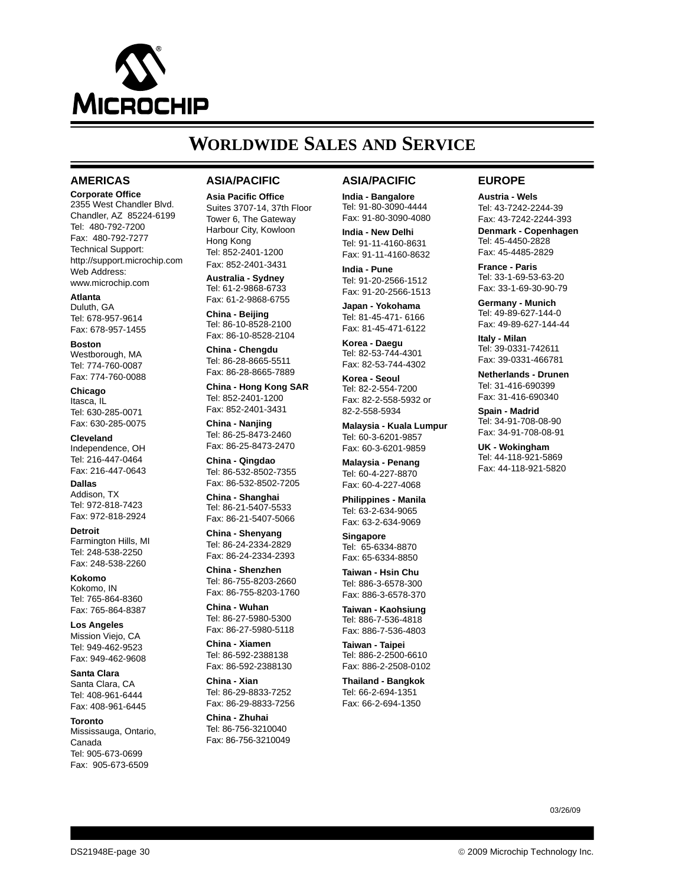MICROCHIP

# WORLDWIDE SALES AND SERVICE

## AMERICAS

**Corporate Office**
2355 West Chandler Blvd.
Chandler, AZ 85224-6199
Tel: 480-792-7200
Fax: 480-792-7277
Technical Support:
http://support.microchip.com
Web Address:
www.microchip.com

**Atlanta**
Duluth, GA
Tel: 678-957-9614
Fax: 678-957-1455

**Boston**
Westborough, MA
Tel: 774-760-0087
Fax: 774-760-0088

**Chicago**
Itasca, IL
Tel: 630-285-0071
Fax: 630-285-0075

**Cleveland**
Independence, OH
Tel: 216-447-0464
Fax: 216-447-0643

**Dallas**
Addison, TX
Tel: 972-818-7423
Fax: 972-818-2924

**Detroit**
Farmington Hills, MI
Tel: 248-538-2250
Fax: 248-538-2260

**Kokomo**
Kokomo, IN
Tel: 765-864-8360
Fax: 765-864-8387

**Los Angeles**
Mission Viejo, CA
Tel: 949-462-9523
Fax: 949-462-9608

**Santa Clara**
Santa Clara, CA
Tel: 408-961-6444
Fax: 408-961-6445

**Toronto**
Mississauga, Ontario,
Canada
Tel: 905-673-0699
Fax: 905-673-6509

## ASIA/PACIFIC

**Asia Pacific Office**
Suites 3707-14, 37th Floor
Tower 6, The Gateway
Harbour City, Kowloon
Hong Kong
Tel: 852-2401-1200
Fax: 852-2401-3431

**Australia - Sydney**
Tel: 61-2-9868-6733
Fax: 61-2-9868-6755

**China - Beijing**
Tel: 86-10-8528-2100
Fax: 86-10-8528-2104

**China - Chengdu**
Tel: 86-28-8665-5511
Fax: 86-28-8665-7889

**China - Hong Kong SAR**
Tel: 852-2401-1200
Fax: 852-2401-3431

**China - Nanjing**
Tel: 86-25-8473-2460
Fax: 86-25-8473-2470

**China - Qingdao**
Tel: 86-532-8502-7355
Fax: 86-532-8502-7205

**China - Shanghai**
Tel: 86-21-5407-5533
Fax: 86-21-5407-5066

**China - Shenyang**
Tel: 86-24-2334-2829
Fax: 86-24-2334-2393

**China - Shenzhen**
Tel: 86-755-8203-2660
Fax: 86-755-8203-1760

**China - Wuhan**
Tel: 86-27-5980-5300
Fax: 86-27-5980-5118

**China - Xiamen**
Tel: 86-592-2388138
Fax: 86-592-2388130

**China - Xian**
Tel: 86-29-8833-7252
Fax: 86-29-8833-7256

**China - Zhuhai**
Tel: 86-756-3210040
Fax: 86-756-3210049

## ASIA/PACIFIC

**India - Bangalore**
Tel: 91-80-3090-4444
Fax: 91-80-3090-4080

**India - New Delhi**
Tel: 91-11-4160-8631
Fax: 91-11-4160-8632

**India - Pune**
Tel: 91-20-2566-1512
Fax: 91-20-2566-1513

**Japan - Yokohama**
Tel: 81-45-471- 6166
Fax: 81-45-471-6122

**Korea - Daegu**
Tel: 82-53-744-4301
Fax: 82-53-744-4302

**Korea - Seoul**
Tel: 82-2-554-7200
Fax: 82-2-558-5932 or
82-2-558-5934

**Malaysia - Kuala Lumpur**
Tel: 60-3-6201-9857
Fax: 60-3-6201-9859

**Malaysia - Penang**
Tel: 60-4-227-8870
Fax: 60-4-227-4068

**Philippines - Manila**
Tel: 63-2-634-9065
Fax: 63-2-634-9069

**Singapore**
Tel: 65-6334-8870
Fax: 65-6334-8850

**Taiwan - Hsin Chu**
Tel: 886-3-6578-300
Fax: 886-3-6578-370

**Taiwan - Kaohsiung**
Tel: 886-7-536-4818
Fax: 886-7-536-4803

**Taiwan - Taipei**
Tel: 886-2-2500-6610
Fax: 886-2-2508-0102

**Thailand - Bangkok**
Tel: 66-2-694-1351
Fax: 66-2-694-1350

## EUROPE

**Austria - Wels**
Tel: 43-7242-2244-39
Fax: 43-7242-2244-393

**Denmark - Copenhagen**
Tel: 45-4450-2828
Fax: 45-4485-2829

**France - Paris**
Tel: 33-1-69-53-63-20
Fax: 33-1-69-30-90-79

**Germany - Munich**
Tel: 49-89-627-144-0
Fax: 49-89-627-144-44

**Italy - Milan**
Tel: 39-0331-742611
Fax: 39-0331-466781

**Netherlands - Drunen**
Tel: 31-416-690399
Fax: 31-416-690340

**Spain - Madrid**
Tel: 34-91-708-08-90
Fax: 34-91-708-08-91

**UK - Wokingham**
Tel: 44-118-921-5869
Fax: 44-118-921-5820

03/26/09